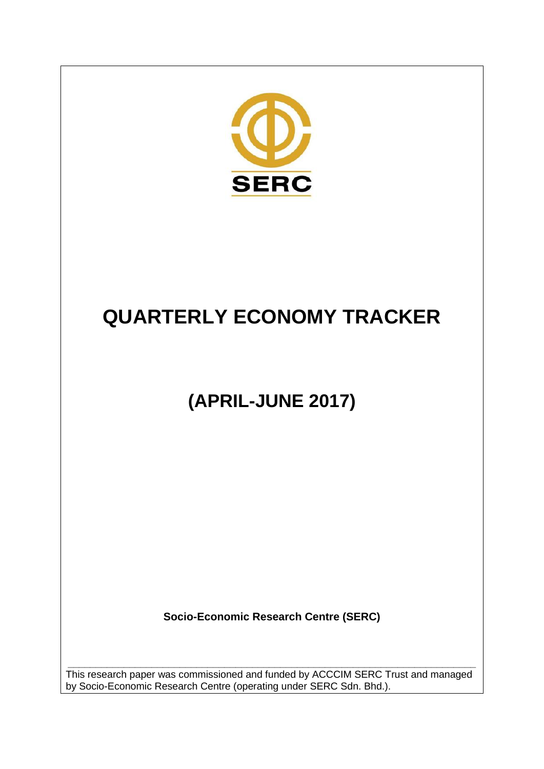SERC

# QUARTERLY ECONOMY TRACKER

## (APRIL-JUNE 2017)

**Socio-Economic Research Centre (SERC)**

---

This research paper was commissioned and funded by ACCCIM SERC Trust and managed by Socio-Economic Research Centre (operating under SERC Sdn. Bhd.).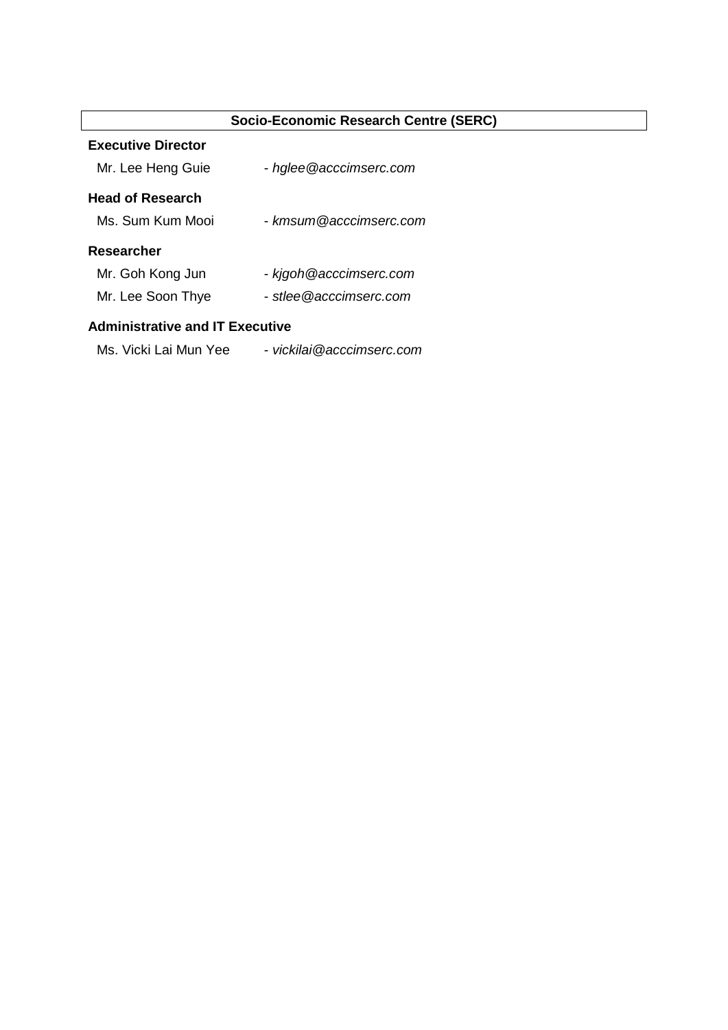## Socio-Economic Research Centre (SERC)

**Executive Director**

Mr. Lee Heng Guie - *hglee@acccimserc.com*

**Head of Research**

Ms. Sum Kum Mooi - *kmsum@acccimserc.com*

**Researcher**

Mr. Goh Kong Jun - *kjgoh@acccimserc.com*

Mr. Lee Soon Thye - *stlee@acccimserc.com*

**Administrative and IT Executive**

Ms. Vicki Lai Mun Yee - *vickilai@acccimserc.com*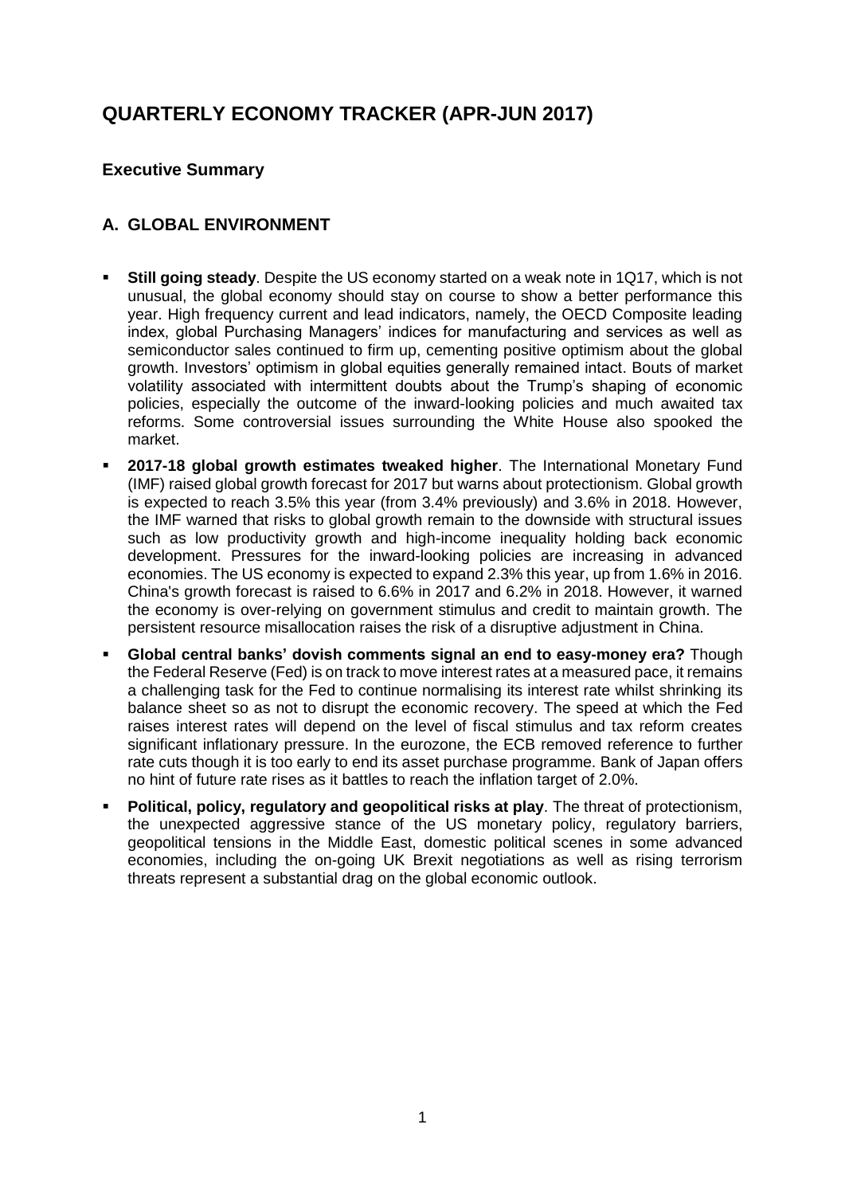# QUARTERLY ECONOMY TRACKER (APR-JUN 2017)

## Executive Summary

## A. GLOBAL ENVIRONMENT

- **Still going steady**. Despite the US economy started on a weak note in 1Q17, which is not unusual, the global economy should stay on course to show a better performance this year. High frequency current and lead indicators, namely, the OECD Composite leading index, global Purchasing Managers' indices for manufacturing and services as well as semiconductor sales continued to firm up, cementing positive optimism about the global growth. Investors' optimism in global equities generally remained intact. Bouts of market volatility associated with intermittent doubts about the Trump's shaping of economic policies, especially the outcome of the inward-looking policies and much awaited tax reforms. Some controversial issues surrounding the White House also spooked the market.
- **2017-18 global growth estimates tweaked higher**. The International Monetary Fund (IMF) raised global growth forecast for 2017 but warns about protectionism. Global growth is expected to reach 3.5% this year (from 3.4% previously) and 3.6% in 2018. However, the IMF warned that risks to global growth remain to the downside with structural issues such as low productivity growth and high-income inequality holding back economic development. Pressures for the inward-looking policies are increasing in advanced economies. The US economy is expected to expand 2.3% this year, up from 1.6% in 2016. China's growth forecast is raised to 6.6% in 2017 and 6.2% in 2018. However, it warned the economy is over-relying on government stimulus and credit to maintain growth. The persistent resource misallocation raises the risk of a disruptive adjustment in China.
- **Global central banks' dovish comments signal an end to easy-money era?** Though the Federal Reserve (Fed) is on track to move interest rates at a measured pace, it remains a challenging task for the Fed to continue normalising its interest rate whilst shrinking its balance sheet so as not to disrupt the economic recovery. The speed at which the Fed raises interest rates will depend on the level of fiscal stimulus and tax reform creates significant inflationary pressure. In the eurozone, the ECB removed reference to further rate cuts though it is too early to end its asset purchase programme. Bank of Japan offers no hint of future rate rises as it battles to reach the inflation target of 2.0%.
- **Political, policy, regulatory and geopolitical risks at play**. The threat of protectionism, the unexpected aggressive stance of the US monetary policy, regulatory barriers, geopolitical tensions in the Middle East, domestic political scenes in some advanced economies, including the on-going UK Brexit negotiations as well as rising terrorism threats represent a substantial drag on the global economic outlook.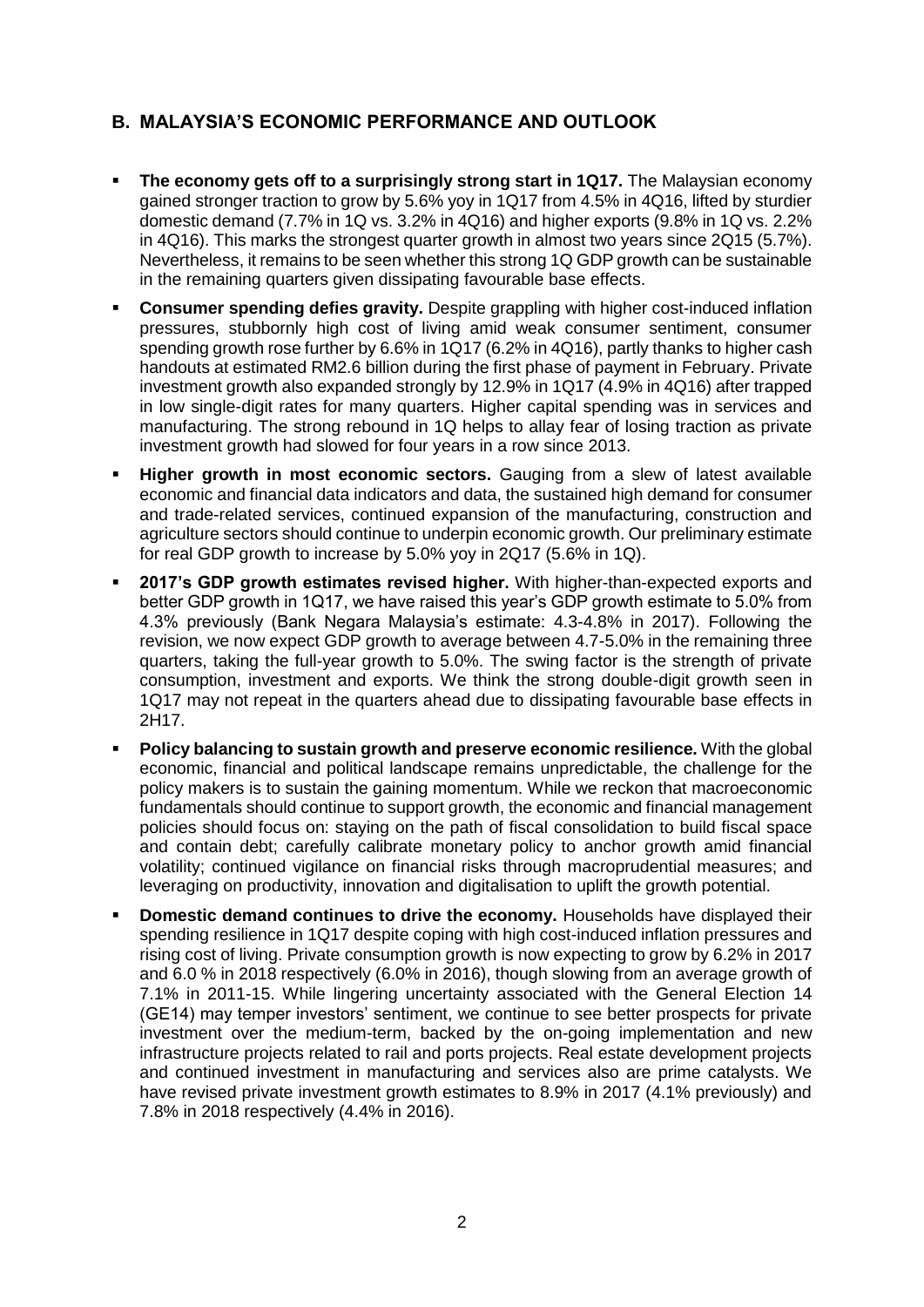## B. MALAYSIA'S ECONOMIC PERFORMANCE AND OUTLOOK

- **The economy gets off to a surprisingly strong start in 1Q17.** The Malaysian economy gained stronger traction to grow by 5.6% yoy in 1Q17 from 4.5% in 4Q16, lifted by sturdier domestic demand (7.7% in 1Q vs. 3.2% in 4Q16) and higher exports (9.8% in 1Q vs. 2.2% in 4Q16). This marks the strongest quarter growth in almost two years since 2Q15 (5.7%). Nevertheless, it remains to be seen whether this strong 1Q GDP growth can be sustainable in the remaining quarters given dissipating favourable base effects.
- **Consumer spending defies gravity.** Despite grappling with higher cost-induced inflation pressures, stubbornly high cost of living amid weak consumer sentiment, consumer spending growth rose further by 6.6% in 1Q17 (6.2% in 4Q16), partly thanks to higher cash handouts at estimated RM2.6 billion during the first phase of payment in February. Private investment growth also expanded strongly by 12.9% in 1Q17 (4.9% in 4Q16) after trapped in low single-digit rates for many quarters. Higher capital spending was in services and manufacturing. The strong rebound in 1Q helps to allay fear of losing traction as private investment growth had slowed for four years in a row since 2013.
- **Higher growth in most economic sectors.** Gauging from a slew of latest available economic and financial data indicators and data, the sustained high demand for consumer and trade-related services, continued expansion of the manufacturing, construction and agriculture sectors should continue to underpin economic growth. Our preliminary estimate for real GDP growth to increase by 5.0% yoy in 2Q17 (5.6% in 1Q).
- **2017's GDP growth estimates revised higher.** With higher-than-expected exports and better GDP growth in 1Q17, we have raised this year's GDP growth estimate to 5.0% from 4.3% previously (Bank Negara Malaysia's estimate: 4.3-4.8% in 2017). Following the revision, we now expect GDP growth to average between 4.7-5.0% in the remaining three quarters, taking the full-year growth to 5.0%. The swing factor is the strength of private consumption, investment and exports. We think the strong double-digit growth seen in 1Q17 may not repeat in the quarters ahead due to dissipating favourable base effects in 2H17.
- **Policy balancing to sustain growth and preserve economic resilience.** With the global economic, financial and political landscape remains unpredictable, the challenge for the policy makers is to sustain the gaining momentum. While we reckon that macroeconomic fundamentals should continue to support growth, the economic and financial management policies should focus on: staying on the path of fiscal consolidation to build fiscal space and contain debt; carefully calibrate monetary policy to anchor growth amid financial volatility; continued vigilance on financial risks through macroprudential measures; and leveraging on productivity, innovation and digitalisation to uplift the growth potential.
- **Domestic demand continues to drive the economy.** Households have displayed their spending resilience in 1Q17 despite coping with high cost-induced inflation pressures and rising cost of living. Private consumption growth is now expecting to grow by 6.2% in 2017 and 6.0 % in 2018 respectively (6.0% in 2016), though slowing from an average growth of 7.1% in 2011-15. While lingering uncertainty associated with the General Election 14 (GE14) may temper investors' sentiment, we continue to see better prospects for private investment over the medium-term, backed by the on-going implementation and new infrastructure projects related to rail and ports projects. Real estate development projects and continued investment in manufacturing and services also are prime catalysts. We have revised private investment growth estimates to 8.9% in 2017 (4.1% previously) and 7.8% in 2018 respectively (4.4% in 2016).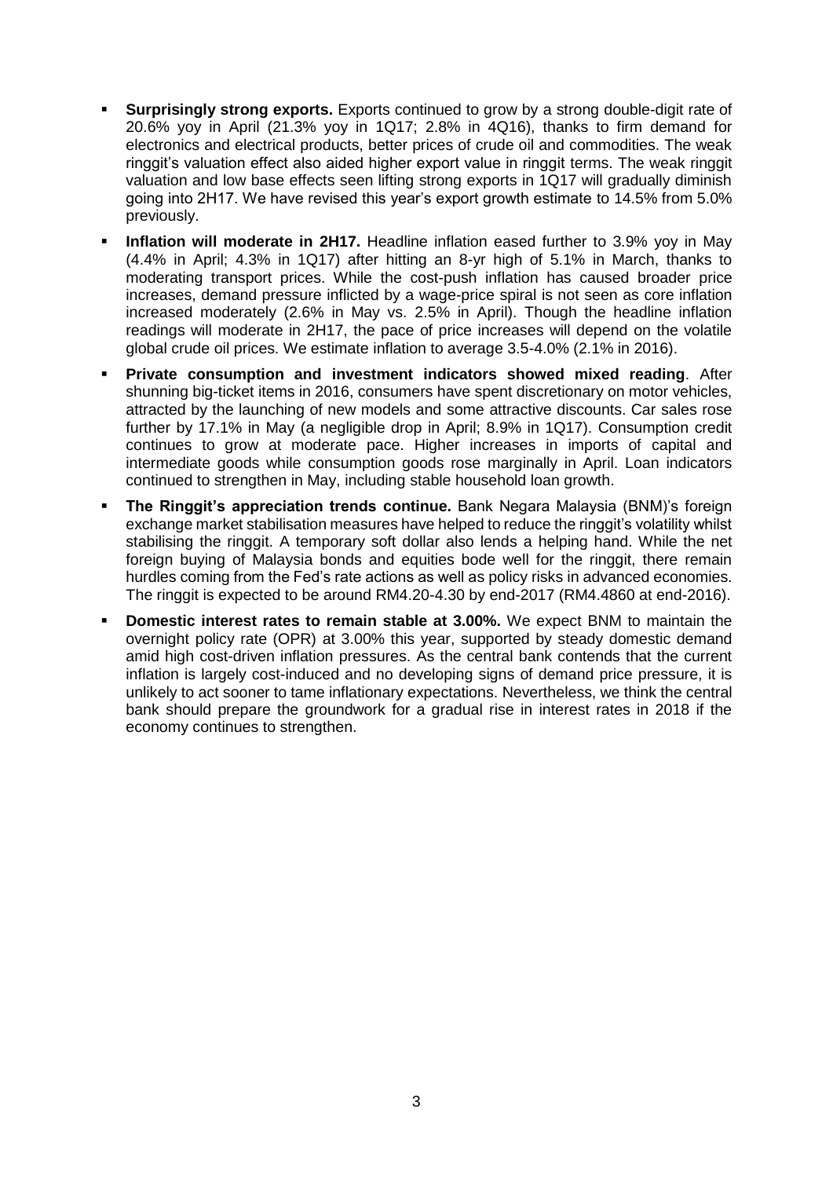- **Surprisingly strong exports.** Exports continued to grow by a strong double-digit rate of 20.6% yoy in April (21.3% yoy in 1Q17; 2.8% in 4Q16), thanks to firm demand for electronics and electrical products, better prices of crude oil and commodities. The weak ringgit's valuation effect also aided higher export value in ringgit terms. The weak ringgit valuation and low base effects seen lifting strong exports in 1Q17 will gradually diminish going into 2H17. We have revised this year's export growth estimate to 14.5% from 5.0% previously.

- **Inflation will moderate in 2H17.** Headline inflation eased further to 3.9% yoy in May (4.4% in April; 4.3% in 1Q17) after hitting an 8-yr high of 5.1% in March, thanks to moderating transport prices. While the cost-push inflation has caused broader price increases, demand pressure inflicted by a wage-price spiral is not seen as core inflation increased moderately (2.6% in May vs. 2.5% in April). Though the headline inflation readings will moderate in 2H17, the pace of price increases will depend on the volatile global crude oil prices. We estimate inflation to average 3.5-4.0% (2.1% in 2016).

- **Private consumption and investment indicators showed mixed reading**. After shunning big-ticket items in 2016, consumers have spent discretionary on motor vehicles, attracted by the launching of new models and some attractive discounts. Car sales rose further by 17.1% in May (a negligible drop in April; 8.9% in 1Q17). Consumption credit continues to grow at moderate pace. Higher increases in imports of capital and intermediate goods while consumption goods rose marginally in April. Loan indicators continued to strengthen in May, including stable household loan growth.

- **The Ringgit's appreciation trends continue.** Bank Negara Malaysia (BNM)'s foreign exchange market stabilisation measures have helped to reduce the ringgit's volatility whilst stabilising the ringgit. A temporary soft dollar also lends a helping hand. While the net foreign buying of Malaysia bonds and equities bode well for the ringgit, there remain hurdles coming from the Fed's rate actions as well as policy risks in advanced economies. The ringgit is expected to be around RM4.20-4.30 by end-2017 (RM4.4860 at end-2016).

- **Domestic interest rates to remain stable at 3.00%.** We expect BNM to maintain the overnight policy rate (OPR) at 3.00% this year, supported by steady domestic demand amid high cost-driven inflation pressures. As the central bank contends that the current inflation is largely cost-induced and no developing signs of demand price pressure, it is unlikely to act sooner to tame inflationary expectations. Nevertheless, we think the central bank should prepare the groundwork for a gradual rise in interest rates in 2018 if the economy continues to strengthen.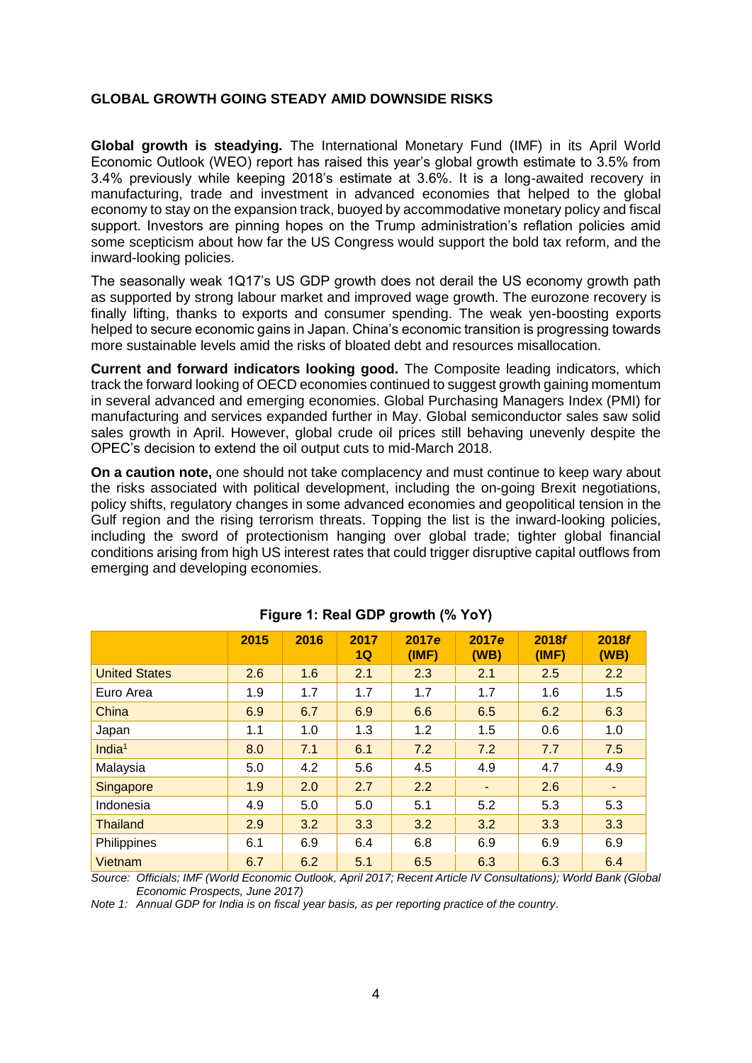## GLOBAL GROWTH GOING STEADY AMID DOWNSIDE RISKS

**Global growth is steadying.** The International Monetary Fund (IMF) in its April World Economic Outlook (WEO) report has raised this year's global growth estimate to 3.5% from 3.4% previously while keeping 2018's estimate at 3.6%. It is a long-awaited recovery in manufacturing, trade and investment in advanced economies that helped to the global economy to stay on the expansion track, buoyed by accommodative monetary policy and fiscal support. Investors are pinning hopes on the Trump administration's reflation policies amid some scepticism about how far the US Congress would support the bold tax reform, and the inward-looking policies.

The seasonally weak 1Q17's US GDP growth does not derail the US economy growth path as supported by strong labour market and improved wage growth. The eurozone recovery is finally lifting, thanks to exports and consumer spending. The weak yen-boosting exports helped to secure economic gains in Japan. China's economic transition is progressing towards more sustainable levels amid the risks of bloated debt and resources misallocation.

**Current and forward indicators looking good.** The Composite leading indicators, which track the forward looking of OECD economies continued to suggest growth gaining momentum in several advanced and emerging economies. Global Purchasing Managers Index (PMI) for manufacturing and services expanded further in May. Global semiconductor sales saw solid sales growth in April. However, global crude oil prices still behaving unevenly despite the OPEC's decision to extend the oil output cuts to mid-March 2018.

**On a caution note,** one should not take complacency and must continue to keep wary about the risks associated with political development, including the on-going Brexit negotiations, policy shifts, regulatory changes in some advanced economies and geopolitical tension in the Gulf region and the rising terrorism threats. Topping the list is the inward-looking policies, including the sword of protectionism hanging over global trade; tighter global financial conditions arising from high US interest rates that could trigger disruptive capital outflows from emerging and developing economies.

**Figure 1: Real GDP growth (% YoY)**

| | 2015 | 2016 | 2017 1Q | 2017*e* (IMF) | 2017*e* (WB) | 2018*f* (IMF) | 2018*f* (WB) |
|---|---|---|---|---|---|---|---|
| United States | 2.6 | 1.6 | 2.1 | 2.3 | 2.1 | 2.5 | 2.2 |
| Euro Area | 1.9 | 1.7 | 1.7 | 1.7 | 1.7 | 1.6 | 1.5 |
| China | 6.9 | 6.7 | 6.9 | 6.6 | 6.5 | 6.2 | 6.3 |
| Japan | 1.1 | 1.0 | 1.3 | 1.2 | 1.5 | 0.6 | 1.0 |
| India[1] | 8.0 | 7.1 | 6.1 | 7.2 | 7.2 | 7.7 | 7.5 |
| Malaysia | 5.0 | 4.2 | 5.6 | 4.5 | 4.9 | 4.7 | 4.9 |
| Singapore | 1.9 | 2.0 | 2.7 | 2.2 | - | 2.6 | - |
| Indonesia | 4.9 | 5.0 | 5.0 | 5.1 | 5.2 | 5.3 | 5.3 |
| Thailand | 2.9 | 3.2 | 3.3 | 3.2 | 3.2 | 3.3 | 3.3 |
| Philippines | 6.1 | 6.9 | 6.4 | 6.8 | 6.9 | 6.9 | 6.9 |
| Vietnam | 6.7 | 6.2 | 5.1 | 6.5 | 6.3 | 6.3 | 6.4 |

*Source: Officials; IMF (World Economic Outlook, April 2017; Recent Article IV Consultations); World Bank (Global Economic Prospects, June 2017)*

*Note 1: Annual GDP for India is on fiscal year basis, as per reporting practice of the country.*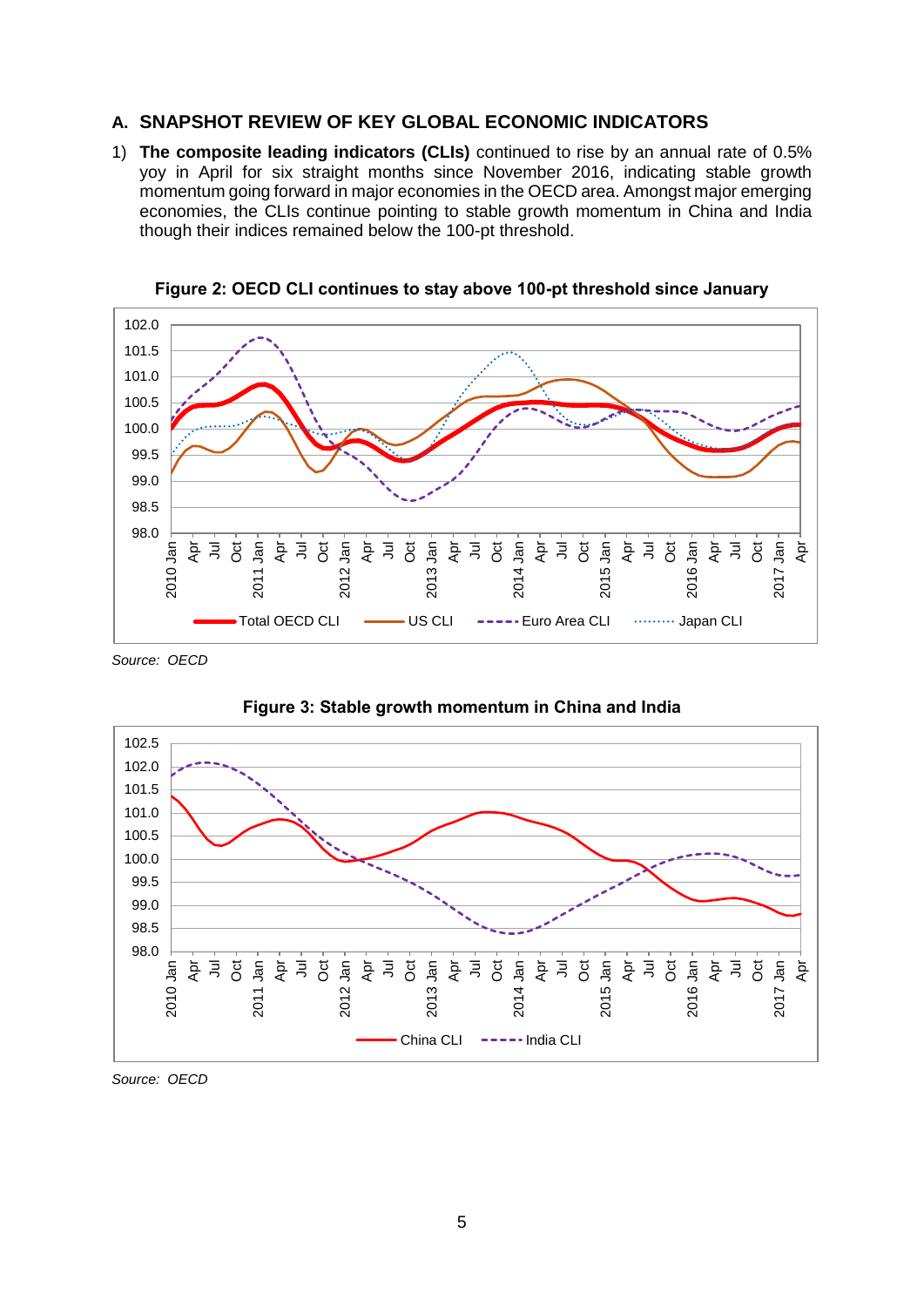## A. SNAPSHOT REVIEW OF KEY GLOBAL ECONOMIC INDICATORS

1) **The composite leading indicators (CLIs)** continued to rise by an annual rate of 0.5% yoy in April for six straight months since November 2016, indicating stable growth momentum going forward in major economies in the OECD area. Amongst major emerging economies, the CLIs continue pointing to stable growth momentum in China and India though their indices remained below the 100-pt threshold.

**Figure 2: OECD CLI continues to stay above 100-pt threshold since January**

*Source: OECD*

**Figure 3: Stable growth momentum in China and India**

*Source: OECD*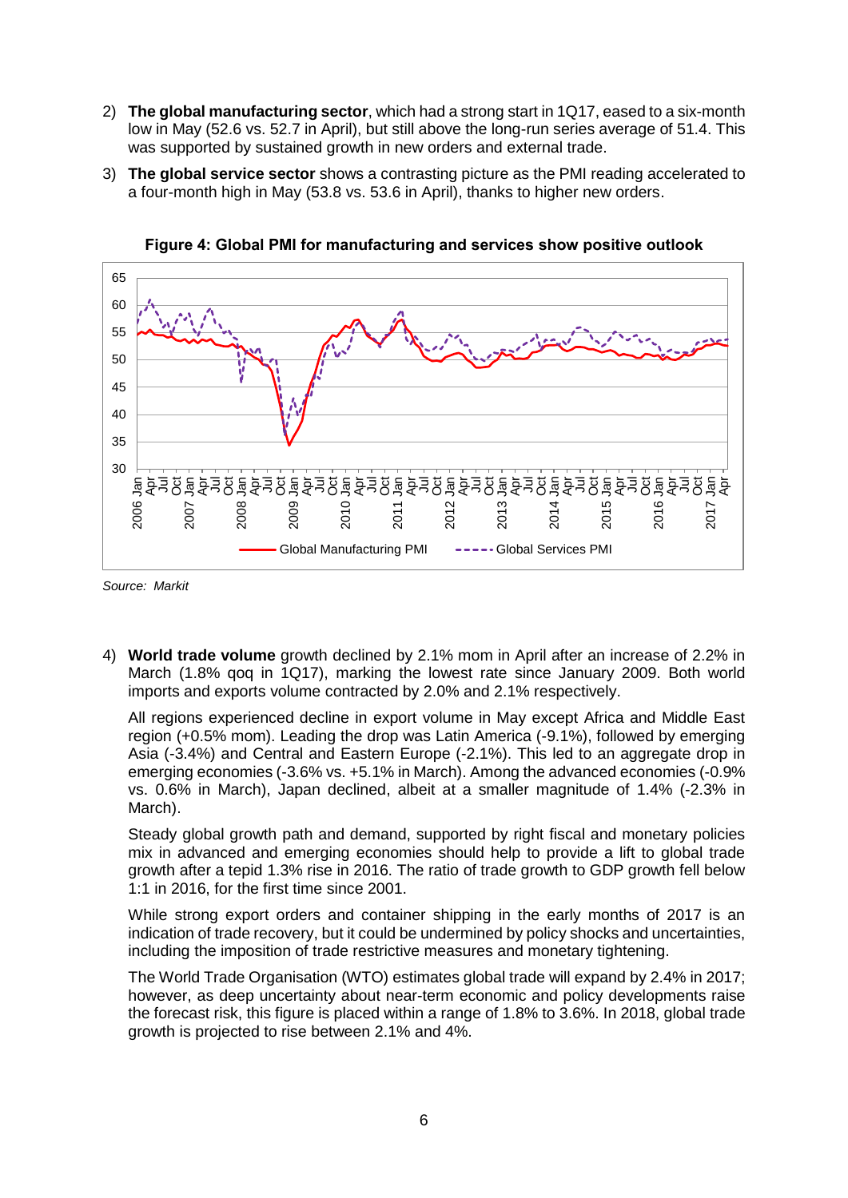2) **The global manufacturing sector**, which had a strong start in 1Q17, eased to a six-month low in May (52.6 vs. 52.7 in April), but still above the long-run series average of 51.4. This was supported by sustained growth in new orders and external trade.

3) **The global service sector** shows a contrasting picture as the PMI reading accelerated to a four-month high in May (53.8 vs. 53.6 in April), thanks to higher new orders.

**Figure 4: Global PMI for manufacturing and services show positive outlook**

*Source: Markit*

4) **World trade volume** growth declined by 2.1% mom in April after an increase of 2.2% in March (1.8% qoq in 1Q17), marking the lowest rate since January 2009. Both world imports and exports volume contracted by 2.0% and 2.1% respectively.

   All regions experienced decline in export volume in May except Africa and Middle East region (+0.5% mom). Leading the drop was Latin America (-9.1%), followed by emerging Asia (-3.4%) and Central and Eastern Europe (-2.1%). This led to an aggregate drop in emerging economies (-3.6% vs. +5.1% in March). Among the advanced economies (-0.9% vs. 0.6% in March), Japan declined, albeit at a smaller magnitude of 1.4% (-2.3% in March).

   Steady global growth path and demand, supported by right fiscal and monetary policies mix in advanced and emerging economies should help to provide a lift to global trade growth after a tepid 1.3% rise in 2016. The ratio of trade growth to GDP growth fell below 1:1 in 2016, for the first time since 2001.

   While strong export orders and container shipping in the early months of 2017 is an indication of trade recovery, but it could be undermined by policy shocks and uncertainties, including the imposition of trade restrictive measures and monetary tightening.

   The World Trade Organisation (WTO) estimates global trade will expand by 2.4% in 2017; however, as deep uncertainty about near-term economic and policy developments raise the forecast risk, this figure is placed within a range of 1.8% to 3.6%. In 2018, global trade growth is projected to rise between 2.1% and 4%.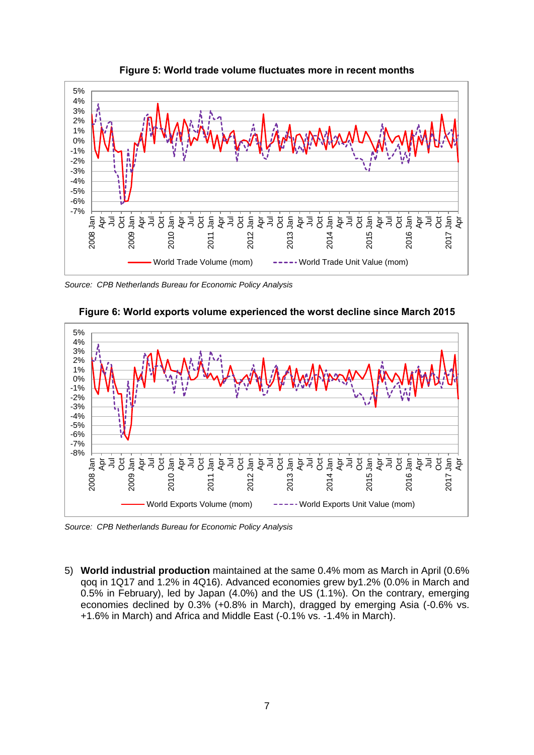**Figure 5: World trade volume fluctuates more in recent months**

*Source: CPB Netherlands Bureau for Economic Policy Analysis*

**Figure 6: World exports volume experienced the worst decline since March 2015**

*Source: CPB Netherlands Bureau for Economic Policy Analysis*

5) **World industrial production** maintained at the same 0.4% mom as March in April (0.6% qoq in 1Q17 and 1.2% in 4Q16). Advanced economies grew by1.2% (0.0% in March and 0.5% in February), led by Japan (4.0%) and the US (1.1%). On the contrary, emerging economies declined by 0.3% (+0.8% in March), dragged by emerging Asia (-0.6% vs. +1.6% in March) and Africa and Middle East (-0.1% vs. -1.4% in March).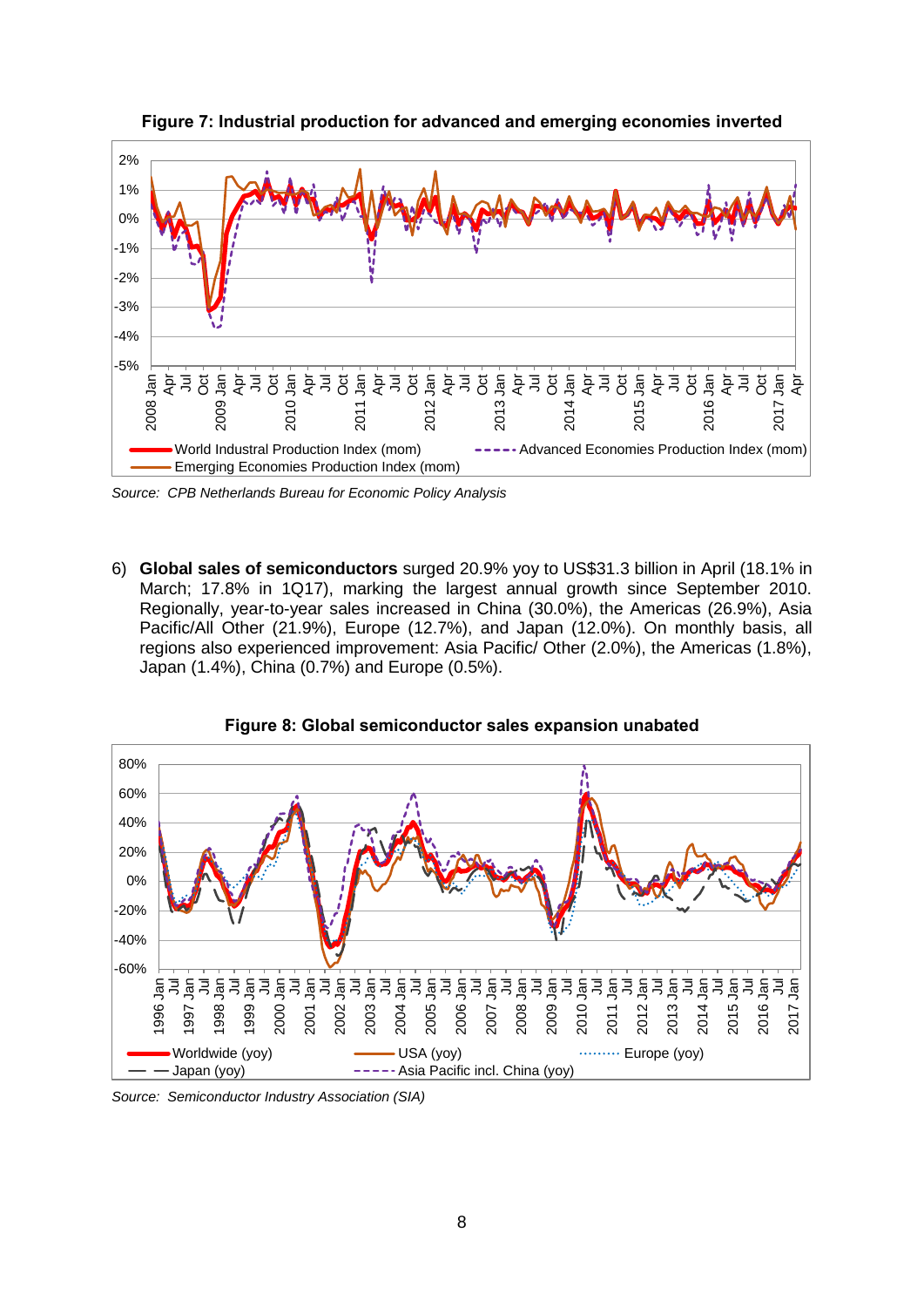**Figure 7: Industrial production for advanced and emerging economies inverted**

*Source: CPB Netherlands Bureau for Economic Policy Analysis*

6) **Global sales of semiconductors** surged 20.9% yoy to US$31.3 billion in April (18.1% in March; 17.8% in 1Q17), marking the largest annual growth since September 2010. Regionally, year-to-year sales increased in China (30.0%), the Americas (26.9%), Asia Pacific/All Other (21.9%), Europe (12.7%), and Japan (12.0%). On monthly basis, all regions also experienced improvement: Asia Pacific/ Other (2.0%), the Americas (1.8%), Japan (1.4%), China (0.7%) and Europe (0.5%).

**Figure 8: Global semiconductor sales expansion unabated**

*Source: Semiconductor Industry Association (SIA)*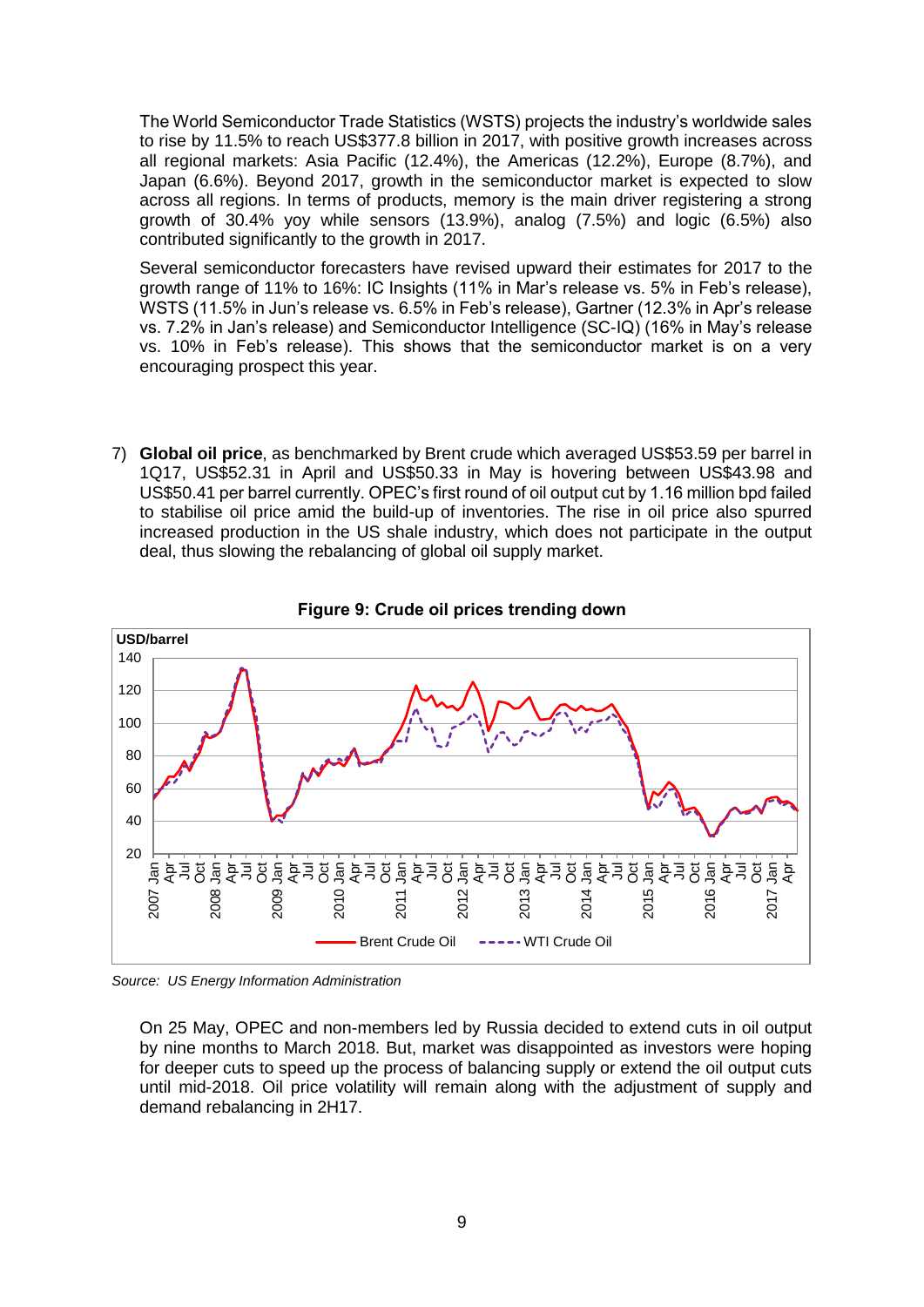The World Semiconductor Trade Statistics (WSTS) projects the industry's worldwide sales to rise by 11.5% to reach US$377.8 billion in 2017, with positive growth increases across all regional markets: Asia Pacific (12.4%), the Americas (12.2%), Europe (8.7%), and Japan (6.6%). Beyond 2017, growth in the semiconductor market is expected to slow across all regions. In terms of products, memory is the main driver registering a strong growth of 30.4% yoy while sensors (13.9%), analog (7.5%) and logic (6.5%) also contributed significantly to the growth in 2017.

Several semiconductor forecasters have revised upward their estimates for 2017 to the growth range of 11% to 16%: IC Insights (11% in Mar's release vs. 5% in Feb's release), WSTS (11.5% in Jun's release vs. 6.5% in Feb's release), Gartner (12.3% in Apr's release vs. 7.2% in Jan's release) and Semiconductor Intelligence (SC-IQ) (16% in May's release vs. 10% in Feb's release). This shows that the semiconductor market is on a very encouraging prospect this year.

7) **Global oil price**, as benchmarked by Brent crude which averaged US$53.59 per barrel in 1Q17, US$52.31 in April and US$50.33 in May is hovering between US$43.98 and US$50.41 per barrel currently. OPEC's first round of oil output cut by 1.16 million bpd failed to stabilise oil price amid the build-up of inventories. The rise in oil price also spurred increased production in the US shale industry, which does not participate in the output deal, thus slowing the rebalancing of global oil supply market.

**Figure 9: Crude oil prices trending down**

*Source: US Energy Information Administration*

On 25 May, OPEC and non-members led by Russia decided to extend cuts in oil output by nine months to March 2018. But, market was disappointed as investors were hoping for deeper cuts to speed up the process of balancing supply or extend the oil output cuts until mid-2018. Oil price volatility will remain along with the adjustment of supply and demand rebalancing in 2H17.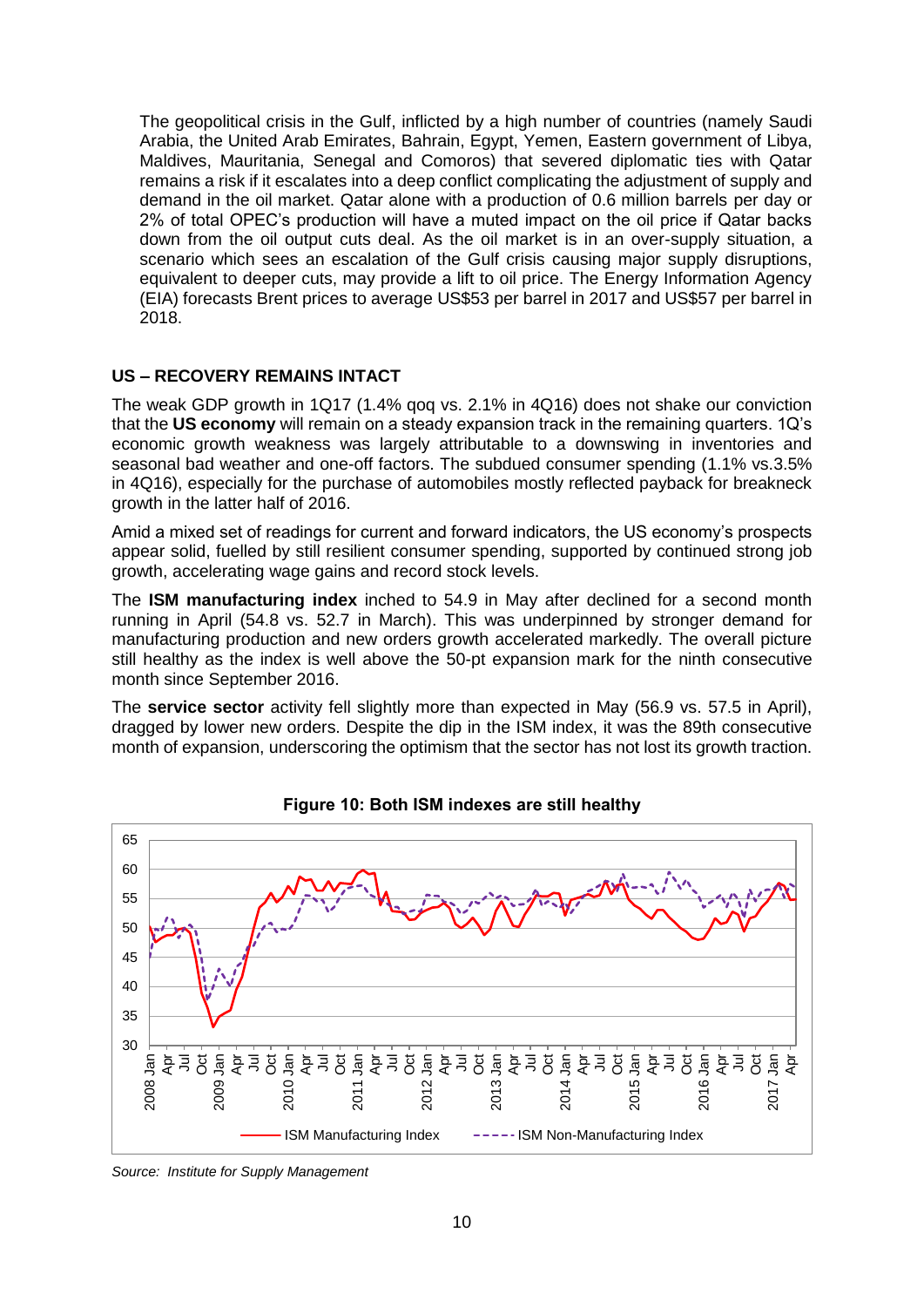The geopolitical crisis in the Gulf, inflicted by a high number of countries (namely Saudi Arabia, the United Arab Emirates, Bahrain, Egypt, Yemen, Eastern government of Libya, Maldives, Mauritania, Senegal and Comoros) that severed diplomatic ties with Qatar remains a risk if it escalates into a deep conflict complicating the adjustment of supply and demand in the oil market. Qatar alone with a production of 0.6 million barrels per day or 2% of total OPEC's production will have a muted impact on the oil price if Qatar backs down from the oil output cuts deal. As the oil market is in an over-supply situation, a scenario which sees an escalation of the Gulf crisis causing major supply disruptions, equivalent to deeper cuts, may provide a lift to oil price. The Energy Information Agency (EIA) forecasts Brent prices to average US$53 per barrel in 2017 and US$57 per barrel in 2018.

## US – RECOVERY REMAINS INTACT

The weak GDP growth in 1Q17 (1.4% qoq vs. 2.1% in 4Q16) does not shake our conviction that the **US economy** will remain on a steady expansion track in the remaining quarters. 1Q's economic growth weakness was largely attributable to a downswing in inventories and seasonal bad weather and one-off factors. The subdued consumer spending (1.1% vs.3.5% in 4Q16), especially for the purchase of automobiles mostly reflected payback for breakneck growth in the latter half of 2016.

Amid a mixed set of readings for current and forward indicators, the US economy's prospects appear solid, fuelled by still resilient consumer spending, supported by continued strong job growth, accelerating wage gains and record stock levels.

The **ISM manufacturing index** inched to 54.9 in May after declined for a second month running in April (54.8 vs. 52.7 in March). This was underpinned by stronger demand for manufacturing production and new orders growth accelerated markedly. The overall picture still healthy as the index is well above the 50-pt expansion mark for the ninth consecutive month since September 2016.

The **service sector** activity fell slightly more than expected in May (56.9 vs. 57.5 in April), dragged by lower new orders. Despite the dip in the ISM index, it was the 89th consecutive month of expansion, underscoring the optimism that the sector has not lost its growth traction.

**Figure 10: Both ISM indexes are still healthy**

*Source: Institute for Supply Management*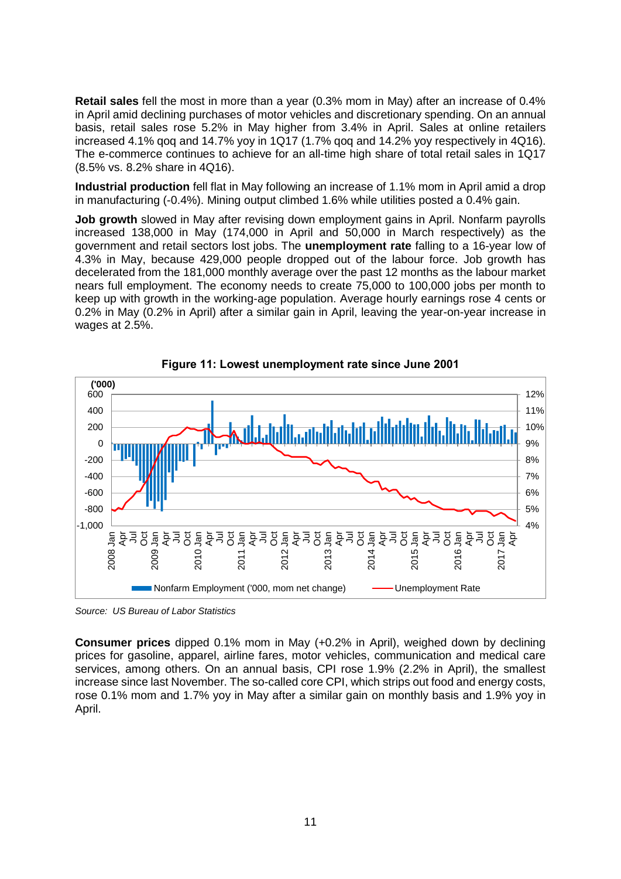**Retail sales** fell the most in more than a year (0.3% mom in May) after an increase of 0.4% in April amid declining purchases of motor vehicles and discretionary spending. On an annual basis, retail sales rose 5.2% in May higher from 3.4% in April. Sales at online retailers increased 4.1% qoq and 14.7% yoy in 1Q17 (1.7% qoq and 14.2% yoy respectively in 4Q16). The e-commerce continues to achieve for an all-time high share of total retail sales in 1Q17 (8.5% vs. 8.2% share in 4Q16).

**Industrial production** fell flat in May following an increase of 1.1% mom in April amid a drop in manufacturing (-0.4%). Mining output climbed 1.6% while utilities posted a 0.4% gain.

**Job growth** slowed in May after revising down employment gains in April. Nonfarm payrolls increased 138,000 in May (174,000 in April and 50,000 in March respectively) as the government and retail sectors lost jobs. The **unemployment rate** falling to a 16-year low of 4.3% in May, because 429,000 people dropped out of the labour force. Job growth has decelerated from the 181,000 monthly average over the past 12 months as the labour market nears full employment. The economy needs to create 75,000 to 100,000 jobs per month to keep up with growth in the working-age population. Average hourly earnings rose 4 cents or 0.2% in May (0.2% in April) after a similar gain in April, leaving the year-on-year increase in wages at 2.5%.

**Figure 11: Lowest unemployment rate since June 2001**

*Source: US Bureau of Labor Statistics*

**Consumer prices** dipped 0.1% mom in May (+0.2% in April), weighed down by declining prices for gasoline, apparel, airline fares, motor vehicles, communication and medical care services, among others. On an annual basis, CPI rose 1.9% (2.2% in April), the smallest increase since last November. The so-called core CPI, which strips out food and energy costs, rose 0.1% mom and 1.7% yoy in May after a similar gain on monthly basis and 1.9% yoy in April.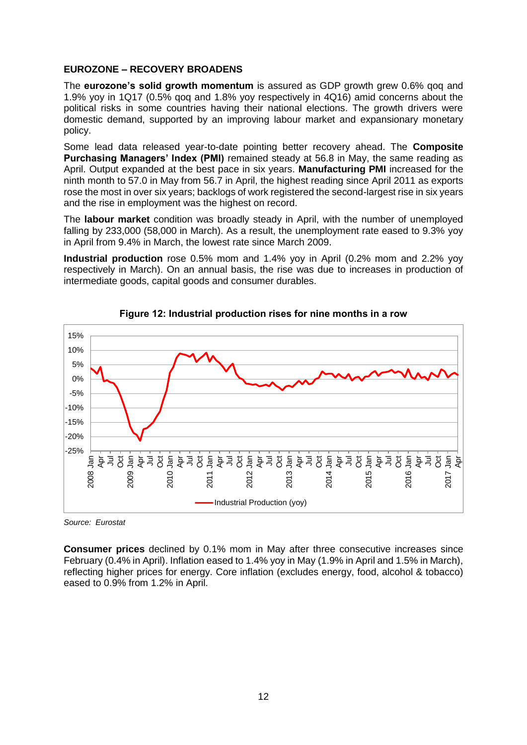**EUROZONE – RECOVERY BROADENS**

The **eurozone's solid growth momentum** is assured as GDP growth grew 0.6% qoq and 1.9% yoy in 1Q17 (0.5% qoq and 1.8% yoy respectively in 4Q16) amid concerns about the political risks in some countries having their national elections. The growth drivers were domestic demand, supported by an improving labour market and expansionary monetary policy.

Some lead data released year-to-date pointing better recovery ahead. The **Composite Purchasing Managers' Index (PMI)** remained steady at 56.8 in May, the same reading as April. Output expanded at the best pace in six years. **Manufacturing PMI** increased for the ninth month to 57.0 in May from 56.7 in April, the highest reading since April 2011 as exports rose the most in over six years; backlogs of work registered the second-largest rise in six years and the rise in employment was the highest on record.

The **labour market** condition was broadly steady in April, with the number of unemployed falling by 233,000 (58,000 in March). As a result, the unemployment rate eased to 9.3% yoy in April from 9.4% in March, the lowest rate since March 2009.

**Industrial production** rose 0.5% mom and 1.4% yoy in April (0.2% mom and 2.2% yoy respectively in March). On an annual basis, the rise was due to increases in production of intermediate goods, capital goods and consumer durables.

**Figure 12: Industrial production rises for nine months in a row**

*Source: Eurostat*

**Consumer prices** declined by 0.1% mom in May after three consecutive increases since February (0.4% in April). Inflation eased to 1.4% yoy in May (1.9% in April and 1.5% in March), reflecting higher prices for energy. Core inflation (excludes energy, food, alcohol & tobacco) eased to 0.9% from 1.2% in April.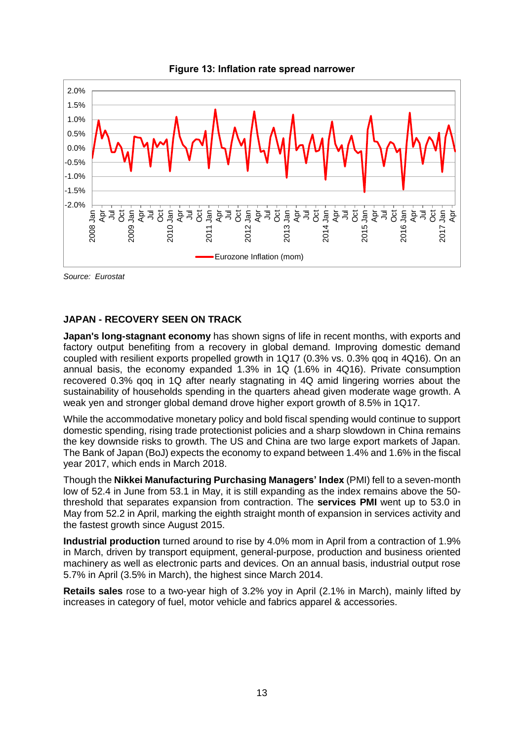**Figure 13: Inflation rate spread narrower**

*Source: Eurostat*

**JAPAN - RECOVERY SEEN ON TRACK**

**Japan's long-stagnant economy** has shown signs of life in recent months, with exports and factory output benefiting from a recovery in global demand. Improving domestic demand coupled with resilient exports propelled growth in 1Q17 (0.3% vs. 0.3% qoq in 4Q16). On an annual basis, the economy expanded 1.3% in 1Q (1.6% in 4Q16). Private consumption recovered 0.3% qoq in 1Q after nearly stagnating in 4Q amid lingering worries about the sustainability of households spending in the quarters ahead given moderate wage growth. A weak yen and stronger global demand drove higher export growth of 8.5% in 1Q17.

While the accommodative monetary policy and bold fiscal spending would continue to support domestic spending, rising trade protectionist policies and a sharp slowdown in China remains the key downside risks to growth. The US and China are two large export markets of Japan. The Bank of Japan (BoJ) expects the economy to expand between 1.4% and 1.6% in the fiscal year 2017, which ends in March 2018.

Though the **Nikkei Manufacturing Purchasing Managers' Index** (PMI) fell to a seven-month low of 52.4 in June from 53.1 in May, it is still expanding as the index remains above the 50-threshold that separates expansion from contraction. The **services PMI** went up to 53.0 in May from 52.2 in April, marking the eighth straight month of expansion in services activity and the fastest growth since August 2015.

**Industrial production** turned around to rise by 4.0% mom in April from a contraction of 1.9% in March, driven by transport equipment, general-purpose, production and business oriented machinery as well as electronic parts and devices. On an annual basis, industrial output rose 5.7% in April (3.5% in March), the highest since March 2014.

**Retails sales** rose to a two-year high of 3.2% yoy in April (2.1% in March), mainly lifted by increases in category of fuel, motor vehicle and fabrics apparel & accessories.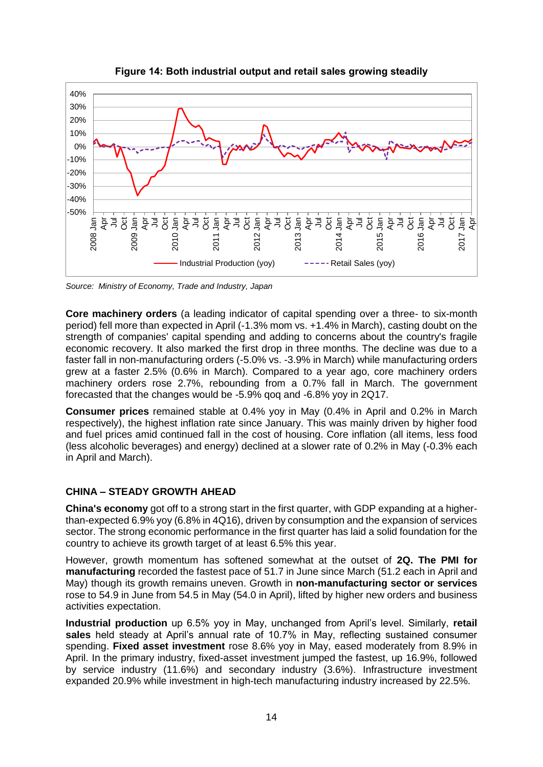**Figure 14: Both industrial output and retail sales growing steadily**

*Source: Ministry of Economy, Trade and Industry, Japan*

**Core machinery orders** (a leading indicator of capital spending over a three- to six-month period) fell more than expected in April (-1.3% mom vs. +1.4% in March), casting doubt on the strength of companies' capital spending and adding to concerns about the country's fragile economic recovery. It also marked the first drop in three months. The decline was due to a faster fall in non-manufacturing orders (-5.0% vs. -3.9% in March) while manufacturing orders grew at a faster 2.5% (0.6% in March). Compared to a year ago, core machinery orders machinery orders rose 2.7%, rebounding from a 0.7% fall in March. The government forecasted that the changes would be -5.9% qoq and -6.8% yoy in 2Q17.

**Consumer prices** remained stable at 0.4% yoy in May (0.4% in April and 0.2% in March respectively), the highest inflation rate since January. This was mainly driven by higher food and fuel prices amid continued fall in the cost of housing. Core inflation (all items, less food (less alcoholic beverages) and energy) declined at a slower rate of 0.2% in May (-0.3% each in April and March).

## CHINA – STEADY GROWTH AHEAD

**China's economy** got off to a strong start in the first quarter, with GDP expanding at a higher-than-expected 6.9% yoy (6.8% in 4Q16), driven by consumption and the expansion of services sector. The strong economic performance in the first quarter has laid a solid foundation for the country to achieve its growth target of at least 6.5% this year.

However, growth momentum has softened somewhat at the outset of **2Q. The PMI for manufacturing** recorded the fastest pace of 51.7 in June since March (51.2 each in April and May) though its growth remains uneven. Growth in **non-manufacturing sector or services** rose to 54.9 in June from 54.5 in May (54.0 in April), lifted by higher new orders and business activities expectation.

**Industrial production** up 6.5% yoy in May, unchanged from April's level. Similarly, **retail sales** held steady at April's annual rate of 10.7% in May, reflecting sustained consumer spending. **Fixed asset investment** rose 8.6% yoy in May, eased moderately from 8.9% in April. In the primary industry, fixed-asset investment jumped the fastest, up 16.9%, followed by service industry (11.6%) and secondary industry (3.6%). Infrastructure investment expanded 20.9% while investment in high-tech manufacturing industry increased by 22.5%.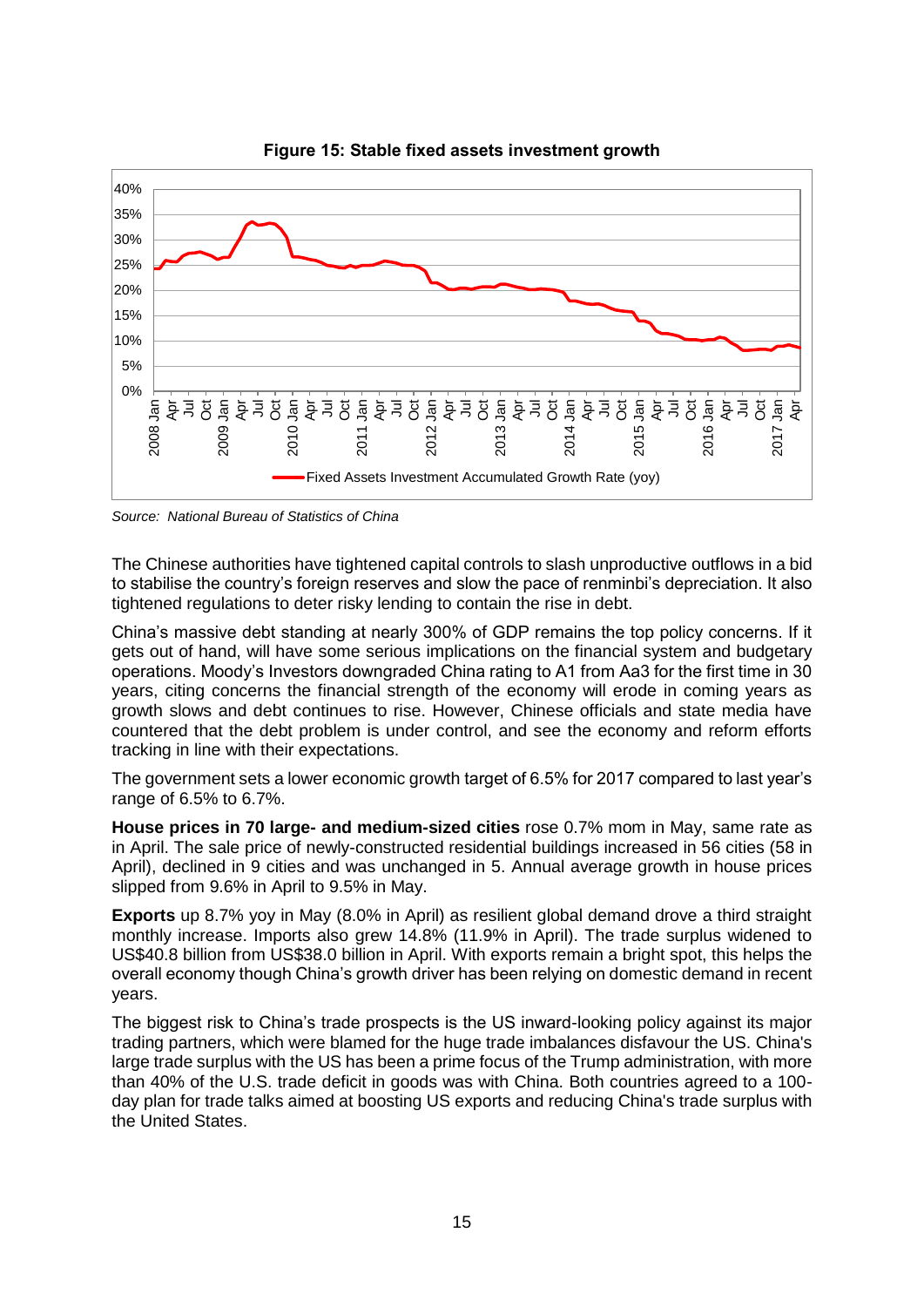**Figure 15: Stable fixed assets investment growth**

*Source: National Bureau of Statistics of China*

The Chinese authorities have tightened capital controls to slash unproductive outflows in a bid to stabilise the country's foreign reserves and slow the pace of renminbi's depreciation. It also tightened regulations to deter risky lending to contain the rise in debt.

China's massive debt standing at nearly 300% of GDP remains the top policy concerns. If it gets out of hand, will have some serious implications on the financial system and budgetary operations. Moody's Investors downgraded China rating to A1 from Aa3 for the first time in 30 years, citing concerns the financial strength of the economy will erode in coming years as growth slows and debt continues to rise. However, Chinese officials and state media have countered that the debt problem is under control, and see the economy and reform efforts tracking in line with their expectations.

The government sets a lower economic growth target of 6.5% for 2017 compared to last year's range of 6.5% to 6.7%.

**House prices in 70 large- and medium-sized cities** rose 0.7% mom in May, same rate as in April. The sale price of newly-constructed residential buildings increased in 56 cities (58 in April), declined in 9 cities and was unchanged in 5. Annual average growth in house prices slipped from 9.6% in April to 9.5% in May.

**Exports** up 8.7% yoy in May (8.0% in April) as resilient global demand drove a third straight monthly increase. Imports also grew 14.8% (11.9% in April). The trade surplus widened to US$40.8 billion from US$38.0 billion in April. With exports remain a bright spot, this helps the overall economy though China's growth driver has been relying on domestic demand in recent years.

The biggest risk to China's trade prospects is the US inward-looking policy against its major trading partners, which were blamed for the huge trade imbalances disfavour the US. China's large trade surplus with the US has been a prime focus of the Trump administration, with more than 40% of the U.S. trade deficit in goods was with China. Both countries agreed to a 100-day plan for trade talks aimed at boosting US exports and reducing China's trade surplus with the United States.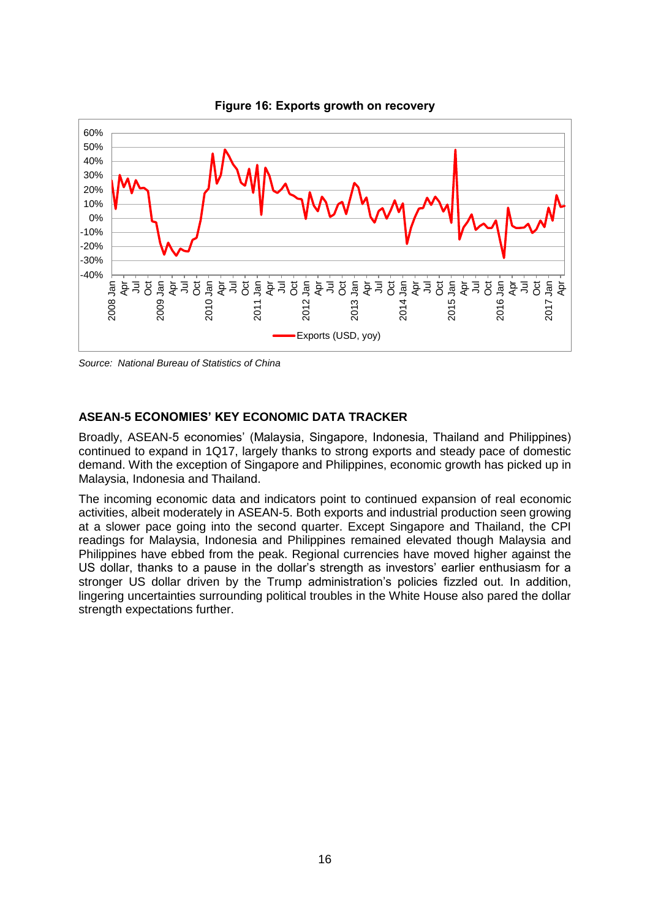**Figure 16: Exports growth on recovery**

Source: National Bureau of Statistics of China

### ASEAN-5 ECONOMIES' KEY ECONOMIC DATA TRACKER

Broadly, ASEAN-5 economies' (Malaysia, Singapore, Indonesia, Thailand and Philippines) continued to expand in 1Q17, largely thanks to strong exports and steady pace of domestic demand. With the exception of Singapore and Philippines, economic growth has picked up in Malaysia, Indonesia and Thailand.

The incoming economic data and indicators point to continued expansion of real economic activities, albeit moderately in ASEAN-5. Both exports and industrial production seen growing at a slower pace going into the second quarter. Except Singapore and Thailand, the CPI readings for Malaysia, Indonesia and Philippines remained elevated though Malaysia and Philippines have ebbed from the peak. Regional currencies have moved higher against the US dollar, thanks to a pause in the dollar's strength as investors' earlier enthusiasm for a stronger US dollar driven by the Trump administration's policies fizzled out. In addition, lingering uncertainties surrounding political troubles in the White House also pared the dollar strength expectations further.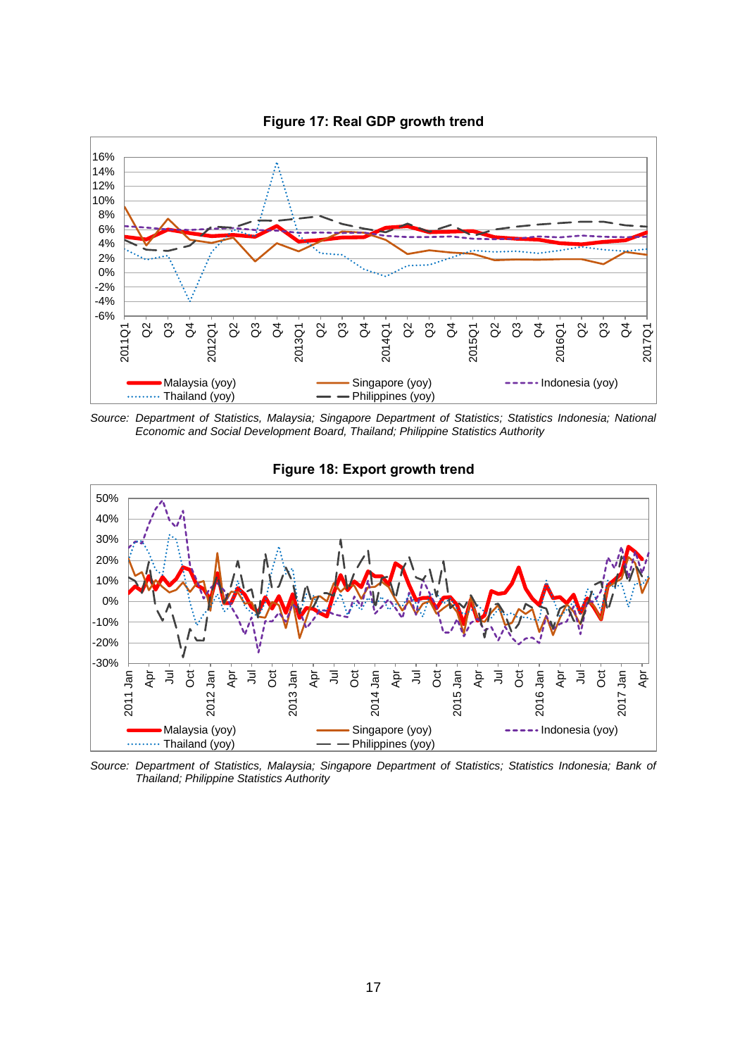**Figure 17: Real GDP growth trend**

Source: Department of Statistics, Malaysia; Singapore Department of Statistics; Statistics Indonesia; National Economic and Social Development Board, Thailand; Philippine Statistics Authority

**Figure 18: Export growth trend**

Source: Department of Statistics, Malaysia; Singapore Department of Statistics; Statistics Indonesia; Bank of Thailand; Philippine Statistics Authority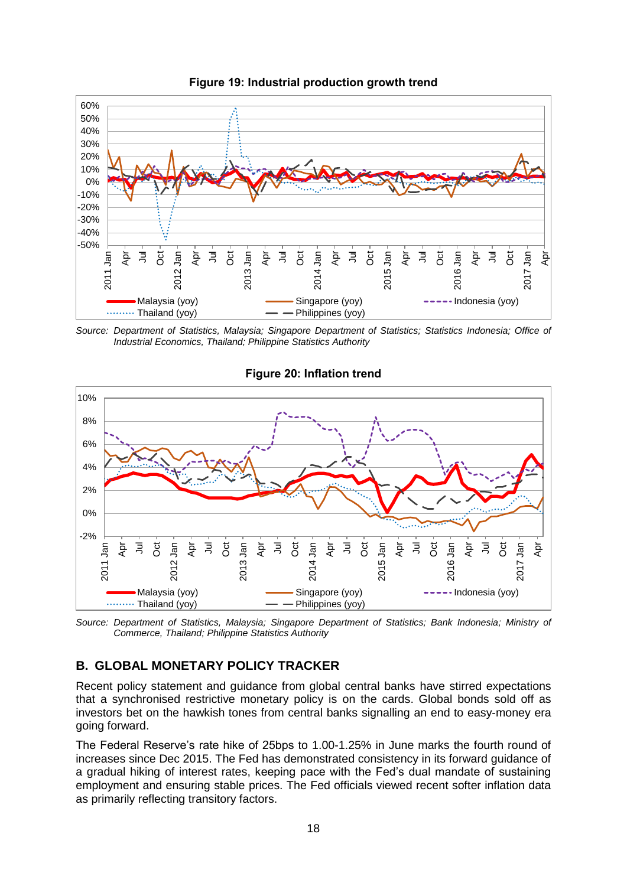**Figure 19: Industrial production growth trend**

*Source: Department of Statistics, Malaysia; Singapore Department of Statistics; Statistics Indonesia; Office of Industrial Economics, Thailand; Philippine Statistics Authority*

**Figure 20: Inflation trend**

*Source: Department of Statistics, Malaysia; Singapore Department of Statistics; Bank Indonesia; Ministry of Commerce, Thailand; Philippine Statistics Authority*

## B. GLOBAL MONETARY POLICY TRACKER

Recent policy statement and guidance from global central banks have stirred expectations that a synchronised restrictive monetary policy is on the cards. Global bonds sold off as investors bet on the hawkish tones from central banks signalling an end to easy-money era going forward.

The Federal Reserve's rate hike of 25bps to 1.00-1.25% in June marks the fourth round of increases since Dec 2015. The Fed has demonstrated consistency in its forward guidance of a gradual hiking of interest rates, keeping pace with the Fed's dual mandate of sustaining employment and ensuring stable prices. The Fed officials viewed recent softer inflation data as primarily reflecting transitory factors.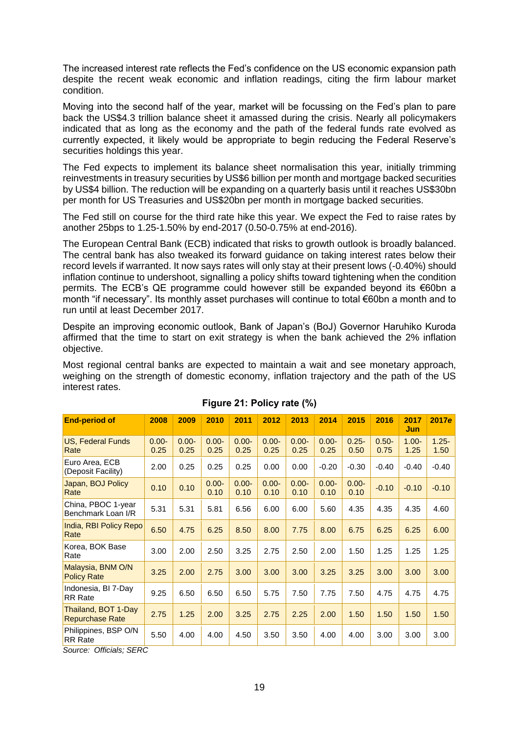The increased interest rate reflects the Fed's confidence on the US economic expansion path despite the recent weak economic and inflation readings, citing the firm labour market condition.

Moving into the second half of the year, market will be focussing on the Fed's plan to pare back the US$4.3 trillion balance sheet it amassed during the crisis. Nearly all policymakers indicated that as long as the economy and the path of the federal funds rate evolved as currently expected, it likely would be appropriate to begin reducing the Federal Reserve's securities holdings this year.

The Fed expects to implement its balance sheet normalisation this year, initially trimming reinvestments in treasury securities by US$6 billion per month and mortgage backed securities by US$4 billion. The reduction will be expanding on a quarterly basis until it reaches US$30bn per month for US Treasuries and US$20bn per month in mortgage backed securities.

The Fed still on course for the third rate hike this year. We expect the Fed to raise rates by another 25bps to 1.25-1.50% by end-2017 (0.50-0.75% at end-2016).

The European Central Bank (ECB) indicated that risks to growth outlook is broadly balanced. The central bank has also tweaked its forward guidance on taking interest rates below their record levels if warranted. It now says rates will only stay at their present lows (-0.40%) should inflation continue to undershoot, signalling a policy shifts toward tightening when the condition permits. The ECB's QE programme could however still be expanded beyond its €60bn a month "if necessary". Its monthly asset purchases will continue to total €60bn a month and to run until at least December 2017.

Despite an improving economic outlook, Bank of Japan's (BoJ) Governor Haruhiko Kuroda affirmed that the time to start on exit strategy is when the bank achieved the 2% inflation objective.

Most regional central banks are expected to maintain a wait and see monetary approach, weighing on the strength of domestic economy, inflation trajectory and the path of the US interest rates.

**Figure 21: Policy rate (%)**

| End-period of | 2008 | 2009 | 2010 | 2011 | 2012 | 2013 | 2014 | 2015 | 2016 | 2017 Jun | *2017e* |
|---|---|---|---|---|---|---|---|---|---|---|---|
| US, Federal Funds Rate | 0.00-0.25 | 0.00-0.25 | 0.00-0.25 | 0.00-0.25 | 0.00-0.25 | 0.00-0.25 | 0.00-0.25 | 0.25-0.50 | 0.50-0.75 | 1.00-1.25 | 1.25-1.50 |
| Euro Area, ECB (Deposit Facility) | 2.00 | 0.25 | 0.25 | 0.25 | 0.00 | 0.00 | -0.20 | -0.30 | -0.40 | -0.40 | -0.40 |
| Japan, BOJ Policy Rate | 0.10 | 0.10 | 0.00-0.10 | 0.00-0.10 | 0.00-0.10 | 0.00-0.10 | 0.00-0.10 | 0.00-0.10 | -0.10 | -0.10 | -0.10 |
| China, PBOC 1-year Benchmark Loan I/R | 5.31 | 5.31 | 5.81 | 6.56 | 6.00 | 6.00 | 5.60 | 4.35 | 4.35 | 4.35 | 4.60 |
| India, RBI Policy Repo Rate | 6.50 | 4.75 | 6.25 | 8.50 | 8.00 | 7.75 | 8.00 | 6.75 | 6.25 | 6.25 | 6.00 |
| Korea, BOK Base Rate | 3.00 | 2.00 | 2.50 | 3.25 | 2.75 | 2.50 | 2.00 | 1.50 | 1.25 | 1.25 | 1.25 |
| Malaysia, BNM O/N Policy Rate | 3.25 | 2.00 | 2.75 | 3.00 | 3.00 | 3.00 | 3.25 | 3.25 | 3.00 | 3.00 | 3.00 |
| Indonesia, BI 7-Day RR Rate | 9.25 | 6.50 | 6.50 | 6.50 | 5.75 | 7.50 | 7.75 | 7.50 | 4.75 | 4.75 | 4.75 |
| Thailand, BOT 1-Day Repurchase Rate | 2.75 | 1.25 | 2.00 | 3.25 | 2.75 | 2.25 | 2.00 | 1.50 | 1.50 | 1.50 | 1.50 |
| Philippines, BSP O/N RR Rate | 5.50 | 4.00 | 4.00 | 4.50 | 3.50 | 3.50 | 4.00 | 4.00 | 3.00 | 3.00 | 3.00 |

*Source: Officials; SERC*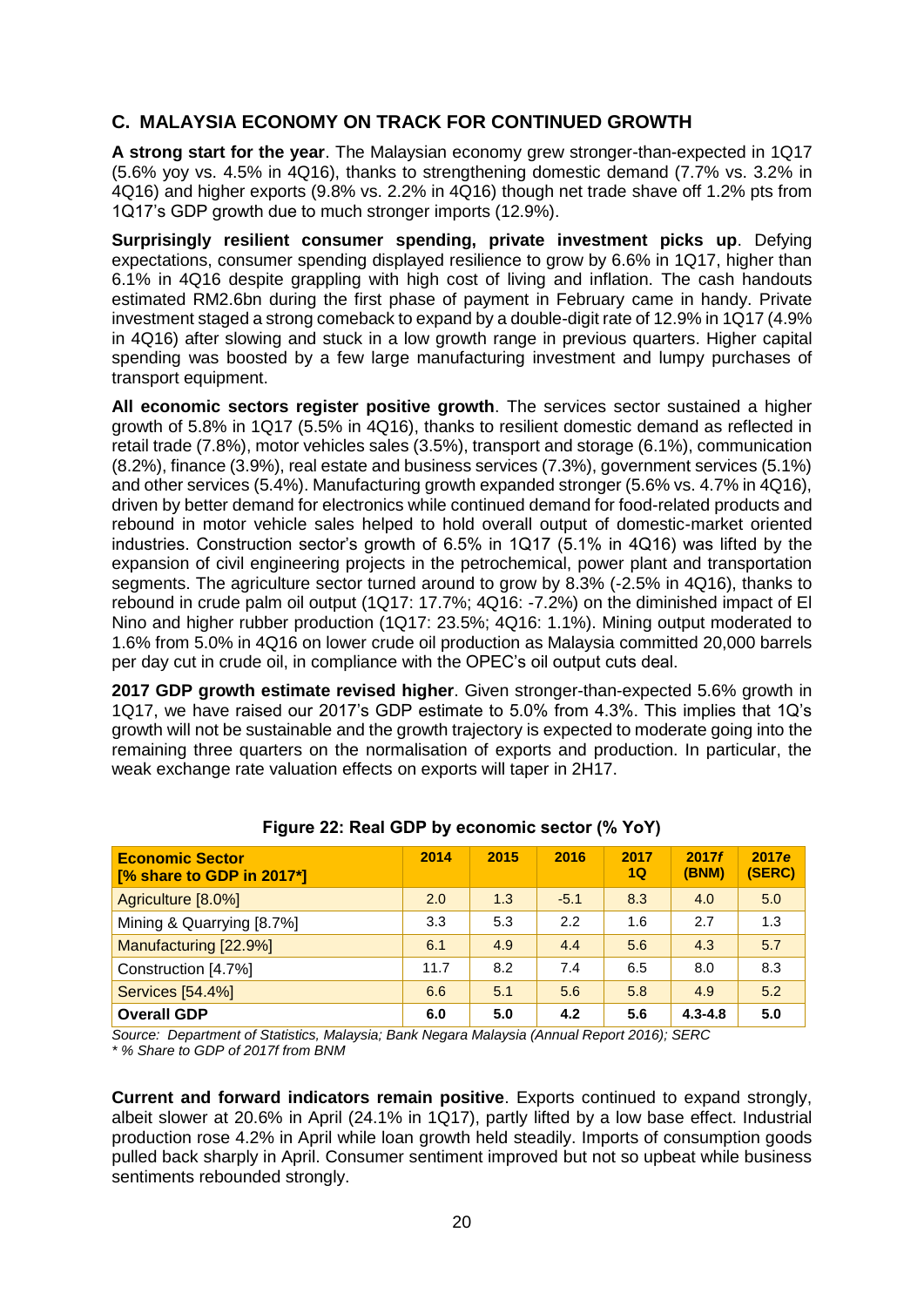## C. MALAYSIA ECONOMY ON TRACK FOR CONTINUED GROWTH

**A strong start for the year**. The Malaysian economy grew stronger-than-expected in 1Q17 (5.6% yoy vs. 4.5% in 4Q16), thanks to strengthening domestic demand (7.7% vs. 3.2% in 4Q16) and higher exports (9.8% vs. 2.2% in 4Q16) though net trade shave off 1.2% pts from 1Q17's GDP growth due to much stronger imports (12.9%).

**Surprisingly resilient consumer spending, private investment picks up**. Defying expectations, consumer spending displayed resilience to grow by 6.6% in 1Q17, higher than 6.1% in 4Q16 despite grappling with high cost of living and inflation. The cash handouts estimated RM2.6bn during the first phase of payment in February came in handy. Private investment staged a strong comeback to expand by a double-digit rate of 12.9% in 1Q17 (4.9% in 4Q16) after slowing and stuck in a low growth range in previous quarters. Higher capital spending was boosted by a few large manufacturing investment and lumpy purchases of transport equipment.

**All economic sectors register positive growth**. The services sector sustained a higher growth of 5.8% in 1Q17 (5.5% in 4Q16), thanks to resilient domestic demand as reflected in retail trade (7.8%), motor vehicles sales (3.5%), transport and storage (6.1%), communication (8.2%), finance (3.9%), real estate and business services (7.3%), government services (5.1%) and other services (5.4%). Manufacturing growth expanded stronger (5.6% vs. 4.7% in 4Q16), driven by better demand for electronics while continued demand for food-related products and rebound in motor vehicle sales helped to hold overall output of domestic-market oriented industries. Construction sector's growth of 6.5% in 1Q17 (5.1% in 4Q16) was lifted by the expansion of civil engineering projects in the petrochemical, power plant and transportation segments. The agriculture sector turned around to grow by 8.3% (-2.5% in 4Q16), thanks to rebound in crude palm oil output (1Q17: 17.7%; 4Q16: -7.2%) on the diminished impact of El Nino and higher rubber production (1Q17: 23.5%; 4Q16: 1.1%). Mining output moderated to 1.6% from 5.0% in 4Q16 on lower crude oil production as Malaysia committed 20,000 barrels per day cut in crude oil, in compliance with the OPEC's oil output cuts deal.

**2017 GDP growth estimate revised higher**. Given stronger-than-expected 5.6% growth in 1Q17, we have raised our 2017's GDP estimate to 5.0% from 4.3%. This implies that 1Q's growth will not be sustainable and the growth trajectory is expected to moderate going into the remaining three quarters on the normalisation of exports and production. In particular, the weak exchange rate valuation effects on exports will taper in 2H17.

**Figure 22: Real GDP by economic sector (% YoY)**

| Economic Sector [% share to GDP in 2017*] | 2014 | 2015 | 2016 | 2017 1Q | 2017*f* (BNM) | 2017*e* (SERC) |
|---|---|---|---|---|---|---|
| Agriculture [8.0%] | 2.0 | 1.3 | -5.1 | 8.3 | 4.0 | 5.0 |
| Mining & Quarrying [8.7%] | 3.3 | 5.3 | 2.2 | 1.6 | 2.7 | 1.3 |
| Manufacturing [22.9%] | 6.1 | 4.9 | 4.4 | 5.6 | 4.3 | 5.7 |
| Construction [4.7%] | 11.7 | 8.2 | 7.4 | 6.5 | 8.0 | 8.3 |
| Services [54.4%] | 6.6 | 5.1 | 5.6 | 5.8 | 4.9 | 5.2 |
| **Overall GDP** | **6.0** | **5.0** | **4.2** | **5.6** | **4.3-4.8** | **5.0** |

*Source: Department of Statistics, Malaysia; Bank Negara Malaysia (Annual Report 2016); SERC*
*\* % Share to GDP of 2017f from BNM*

**Current and forward indicators remain positive**. Exports continued to expand strongly, albeit slower at 20.6% in April (24.1% in 1Q17), partly lifted by a low base effect. Industrial production rose 4.2% in April while loan growth held steadily. Imports of consumption goods pulled back sharply in April. Consumer sentiment improved but not so upbeat while business sentiments rebounded strongly.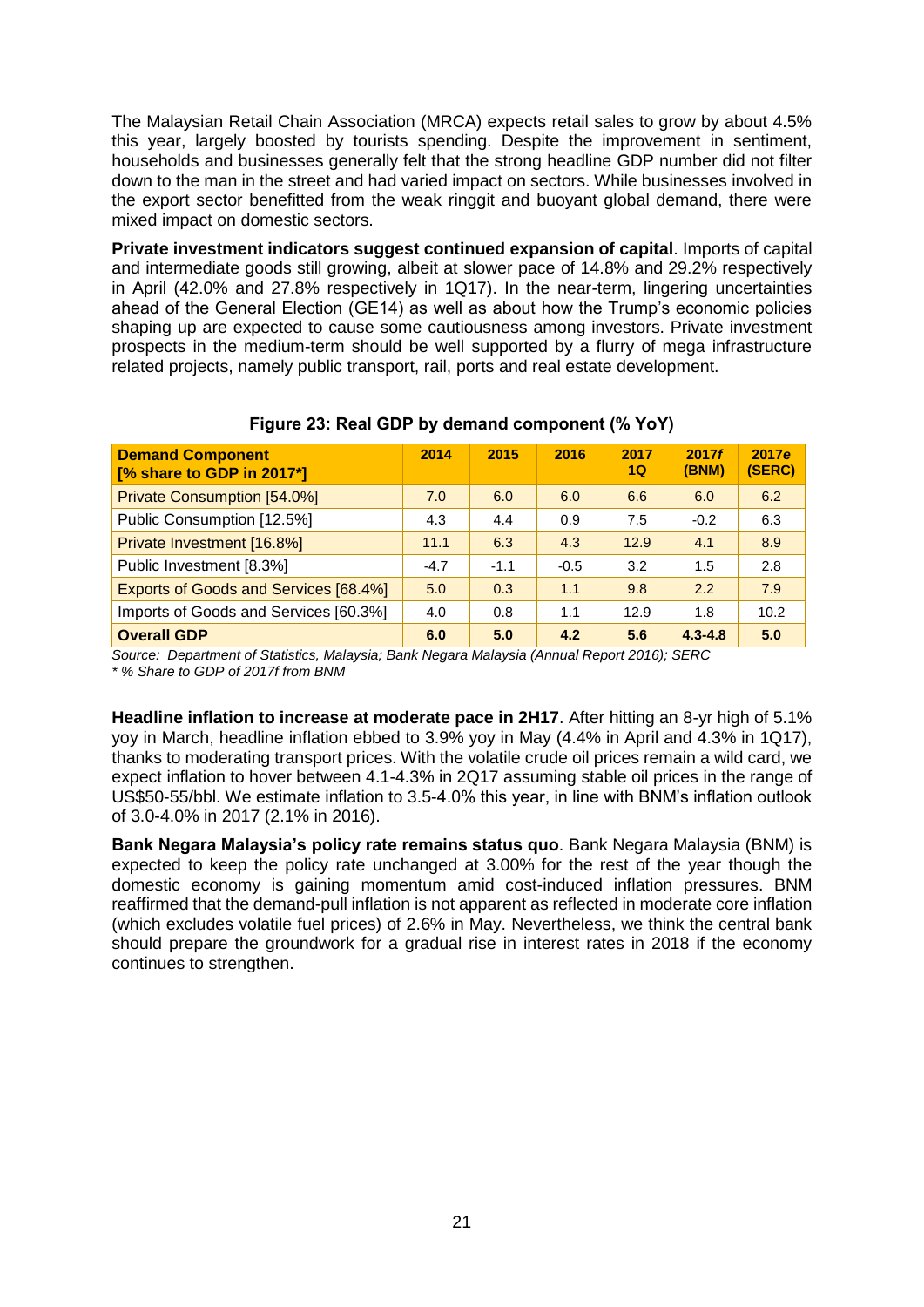The Malaysian Retail Chain Association (MRCA) expects retail sales to grow by about 4.5% this year, largely boosted by tourists spending. Despite the improvement in sentiment, households and businesses generally felt that the strong headline GDP number did not filter down to the man in the street and had varied impact on sectors. While businesses involved in the export sector benefitted from the weak ringgit and buoyant global demand, there were mixed impact on domestic sectors.

**Private investment indicators suggest continued expansion of capital**. Imports of capital and intermediate goods still growing, albeit at slower pace of 14.8% and 29.2% respectively in April (42.0% and 27.8% respectively in 1Q17). In the near-term, lingering uncertainties ahead of the General Election (GE14) as well as about how the Trump's economic policies shaping up are expected to cause some cautiousness among investors. Private investment prospects in the medium-term should be well supported by a flurry of mega infrastructure related projects, namely public transport, rail, ports and real estate development.

**Figure 23: Real GDP by demand component (% YoY)**

| Demand Component [% share to GDP in 2017*] | 2014 | 2015 | 2016 | 2017 1Q | 2017*f* (BNM) | 2017*e* (SERC) |
|---|---|---|---|---|---|---|
| Private Consumption [54.0%] | 7.0 | 6.0 | 6.0 | 6.6 | 6.0 | 6.2 |
| Public Consumption [12.5%] | 4.3 | 4.4 | 0.9 | 7.5 | -0.2 | 6.3 |
| Private Investment [16.8%] | 11.1 | 6.3 | 4.3 | 12.9 | 4.1 | 8.9 |
| Public Investment [8.3%] | -4.7 | -1.1 | -0.5 | 3.2 | 1.5 | 2.8 |
| Exports of Goods and Services [68.4%] | 5.0 | 0.3 | 1.1 | 9.8 | 2.2 | 7.9 |
| Imports of Goods and Services [60.3%] | 4.0 | 0.8 | 1.1 | 12.9 | 1.8 | 10.2 |
| **Overall GDP** | **6.0** | **5.0** | **4.2** | **5.6** | **4.3-4.8** | **5.0** |

*Source: Department of Statistics, Malaysia; Bank Negara Malaysia (Annual Report 2016); SERC*
*\* % Share to GDP of 2017f from BNM*

**Headline inflation to increase at moderate pace in 2H17**. After hitting an 8-yr high of 5.1% yoy in March, headline inflation ebbed to 3.9% yoy in May (4.4% in April and 4.3% in 1Q17), thanks to moderating transport prices. With the volatile crude oil prices remain a wild card, we expect inflation to hover between 4.1-4.3% in 2Q17 assuming stable oil prices in the range of US$50-55/bbl. We estimate inflation to 3.5-4.0% this year, in line with BNM's inflation outlook of 3.0-4.0% in 2017 (2.1% in 2016).

**Bank Negara Malaysia's policy rate remains status quo**. Bank Negara Malaysia (BNM) is expected to keep the policy rate unchanged at 3.00% for the rest of the year though the domestic economy is gaining momentum amid cost-induced inflation pressures. BNM reaffirmed that the demand-pull inflation is not apparent as reflected in moderate core inflation (which excludes volatile fuel prices) of 2.6% in May. Nevertheless, we think the central bank should prepare the groundwork for a gradual rise in interest rates in 2018 if the economy continues to strengthen.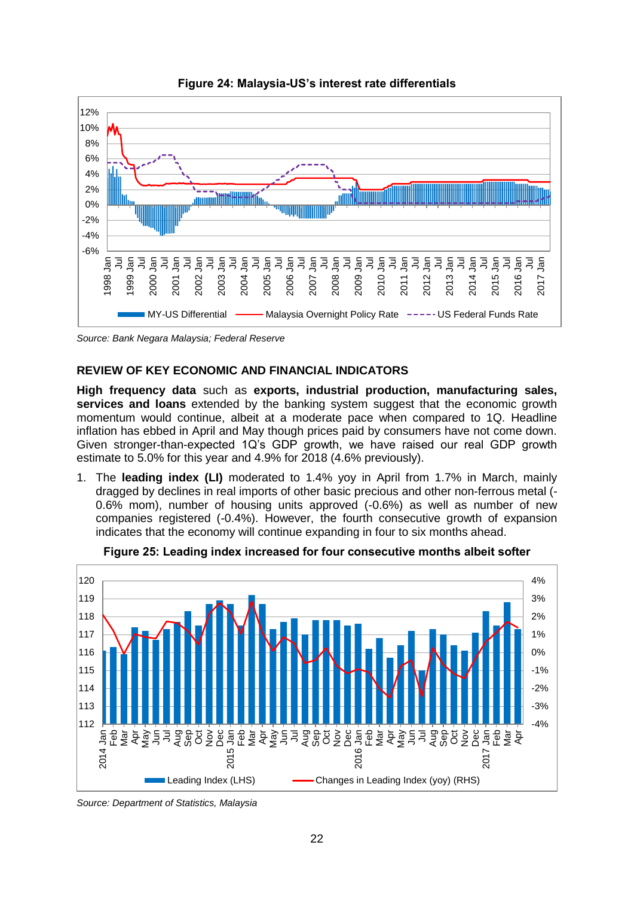**Figure 24: Malaysia-US's interest rate differentials**

*Source: Bank Negara Malaysia; Federal Reserve*

**REVIEW OF KEY ECONOMIC AND FINANCIAL INDICATORS**

**High frequency data** such as **exports, industrial production, manufacturing sales, services and loans** extended by the banking system suggest that the economic growth momentum would continue, albeit at a moderate pace when compared to 1Q. Headline inflation has ebbed in April and May though prices paid by consumers have not come down. Given stronger-than-expected 1Q's GDP growth, we have raised our real GDP growth estimate to 5.0% for this year and 4.9% for 2018 (4.6% previously).

1. The **leading index (LI)** moderated to 1.4% yoy in April from 1.7% in March, mainly dragged by declines in real imports of other basic precious and other non-ferrous metal (-0.6% mom), number of housing units approved (-0.6%) as well as number of new companies registered (-0.4%). However, the fourth consecutive growth of expansion indicates that the economy will continue expanding in four to six months ahead.

**Figure 25: Leading index increased for four consecutive months albeit softer**

*Source: Department of Statistics, Malaysia*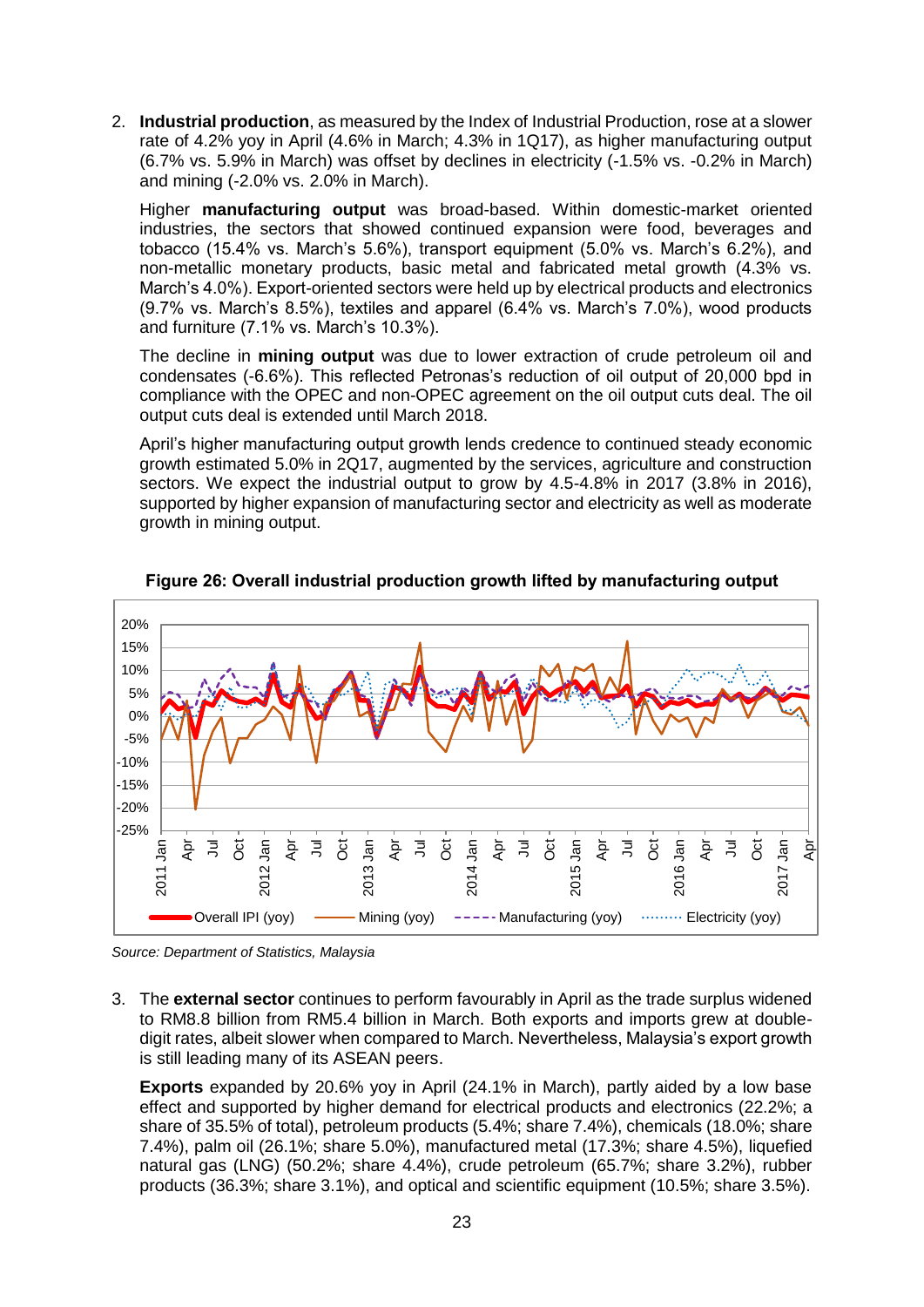2. **Industrial production**, as measured by the Index of Industrial Production, rose at a slower rate of 4.2% yoy in April (4.6% in March; 4.3% in 1Q17), as higher manufacturing output (6.7% vs. 5.9% in March) was offset by declines in electricity (-1.5% vs. -0.2% in March) and mining (-2.0% vs. 2.0% in March).

   Higher **manufacturing output** was broad-based. Within domestic-market oriented industries, the sectors that showed continued expansion were food, beverages and tobacco (15.4% vs. March's 5.6%), transport equipment (5.0% vs. March's 6.2%), and non-metallic monetary products, basic metal and fabricated metal growth (4.3% vs. March's 4.0%). Export-oriented sectors were held up by electrical products and electronics (9.7% vs. March's 8.5%), textiles and apparel (6.4% vs. March's 7.0%), wood products and furniture (7.1% vs. March's 10.3%).

   The decline in **mining output** was due to lower extraction of crude petroleum oil and condensates (-6.6%). This reflected Petronas's reduction of oil output of 20,000 bpd in compliance with the OPEC and non-OPEC agreement on the oil output cuts deal. The oil output cuts deal is extended until March 2018.

   April's higher manufacturing output growth lends credence to continued steady economic growth estimated 5.0% in 2Q17, augmented by the services, agriculture and construction sectors. We expect the industrial output to grow by 4.5-4.8% in 2017 (3.8% in 2016), supported by higher expansion of manufacturing sector and electricity as well as moderate growth in mining output.

**Figure 26: Overall industrial production growth lifted by manufacturing output**

*Source: Department of Statistics, Malaysia*

3. The **external sector** continues to perform favourably in April as the trade surplus widened to RM8.8 billion from RM5.4 billion in March. Both exports and imports grew at double-digit rates, albeit slower when compared to March. Nevertheless, Malaysia's export growth is still leading many of its ASEAN peers.

   **Exports** expanded by 20.6% yoy in April (24.1% in March), partly aided by a low base effect and supported by higher demand for electrical products and electronics (22.2%; a share of 35.5% of total), petroleum products (5.4%; share 7.4%), chemicals (18.0%; share 7.4%), palm oil (26.1%; share 5.0%), manufactured metal (17.3%; share 4.5%), liquefied natural gas (LNG) (50.2%; share 4.4%), crude petroleum (65.7%; share 3.2%), rubber products (36.3%; share 3.1%), and optical and scientific equipment (10.5%; share 3.5%).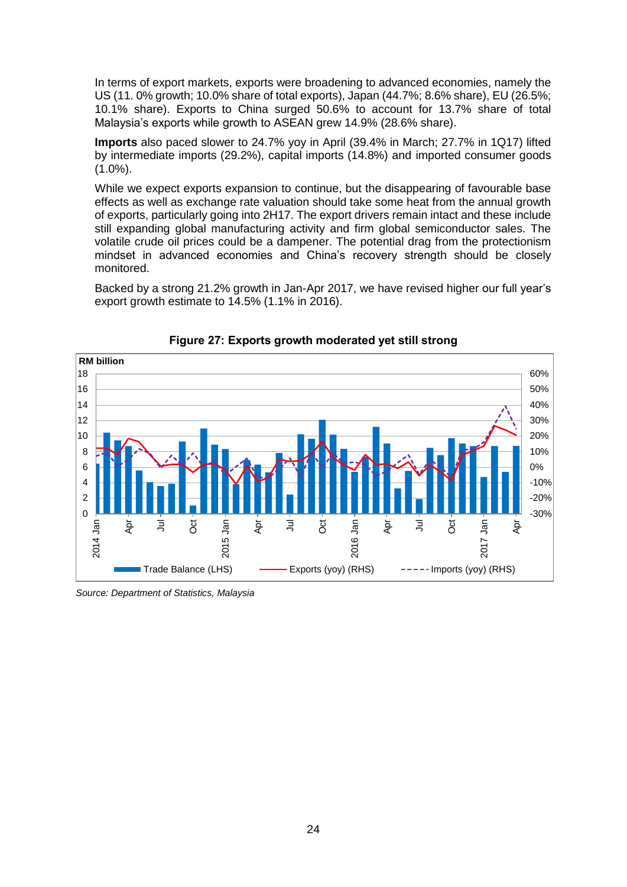In terms of export markets, exports were broadening to advanced economies, namely the US (11. 0% growth; 10.0% share of total exports), Japan (44.7%; 8.6% share), EU (26.5%; 10.1% share). Exports to China surged 50.6% to account for 13.7% share of total Malaysia's exports while growth to ASEAN grew 14.9% (28.6% share).

**Imports** also paced slower to 24.7% yoy in April (39.4% in March; 27.7% in 1Q17) lifted by intermediate imports (29.2%), capital imports (14.8%) and imported consumer goods (1.0%).

While we expect exports expansion to continue, but the disappearing of favourable base effects as well as exchange rate valuation should take some heat from the annual growth of exports, particularly going into 2H17. The export drivers remain intact and these include still expanding global manufacturing activity and firm global semiconductor sales. The volatile crude oil prices could be a dampener. The potential drag from the protectionism mindset in advanced economies and China's recovery strength should be closely monitored.

Backed by a strong 21.2% growth in Jan-Apr 2017, we have revised higher our full year's export growth estimate to 14.5% (1.1% in 2016).

**Figure 27: Exports growth moderated yet still strong**

*Source: Department of Statistics, Malaysia*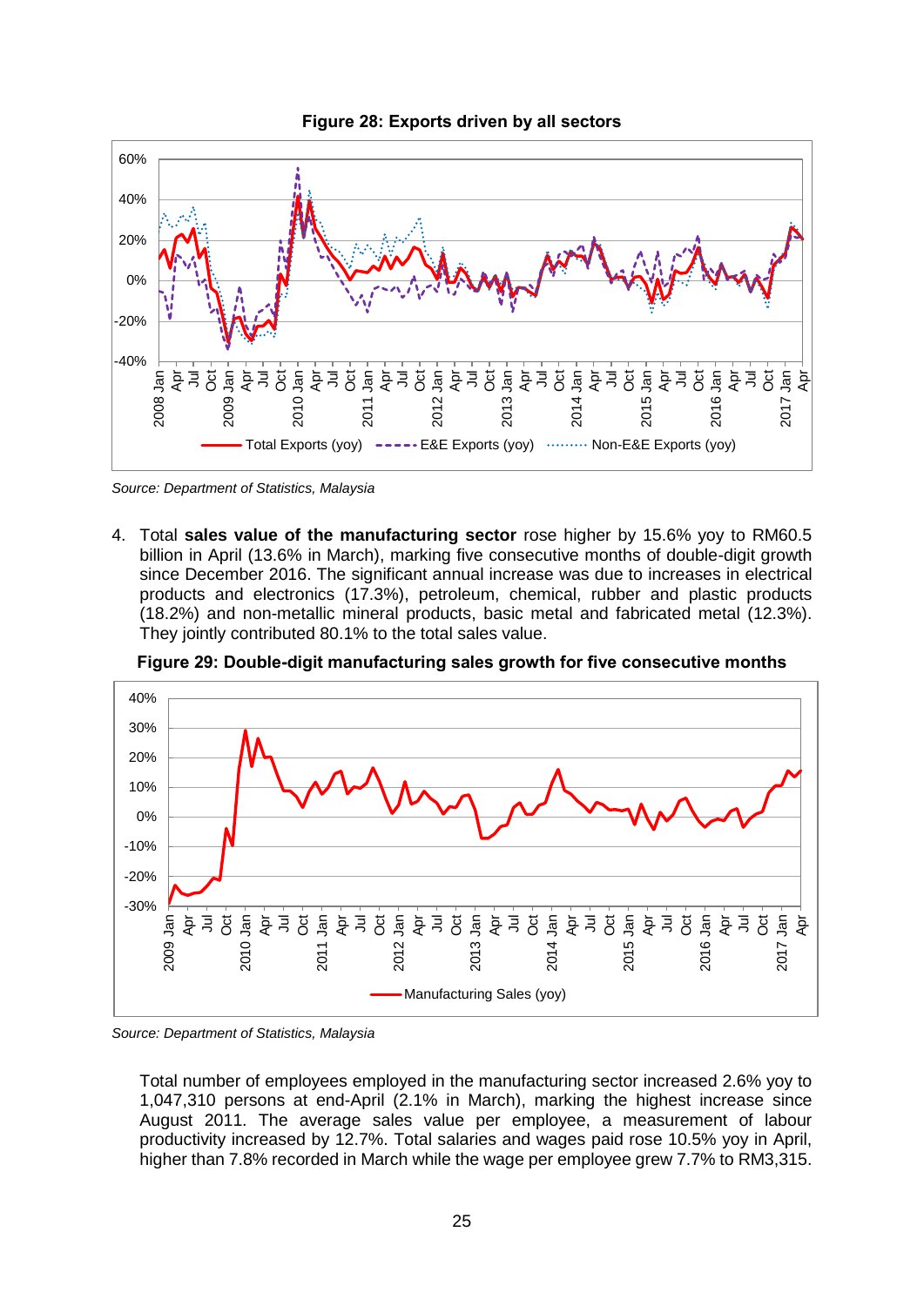**Figure 28: Exports driven by all sectors**

*Source: Department of Statistics, Malaysia*

4. Total **sales value of the manufacturing sector** rose higher by 15.6% yoy to RM60.5 billion in April (13.6% in March), marking five consecutive months of double-digit growth since December 2016. The significant annual increase was due to increases in electrical products and electronics (17.3%), petroleum, chemical, rubber and plastic products (18.2%) and non-metallic mineral products, basic metal and fabricated metal (12.3%). They jointly contributed 80.1% to the total sales value.

**Figure 29: Double-digit manufacturing sales growth for five consecutive months**

*Source: Department of Statistics, Malaysia*

Total number of employees employed in the manufacturing sector increased 2.6% yoy to 1,047,310 persons at end-April (2.1% in March), marking the highest increase since August 2011. The average sales value per employee, a measurement of labour productivity increased by 12.7%. Total salaries and wages paid rose 10.5% yoy in April, higher than 7.8% recorded in March while the wage per employee grew 7.7% to RM3,315.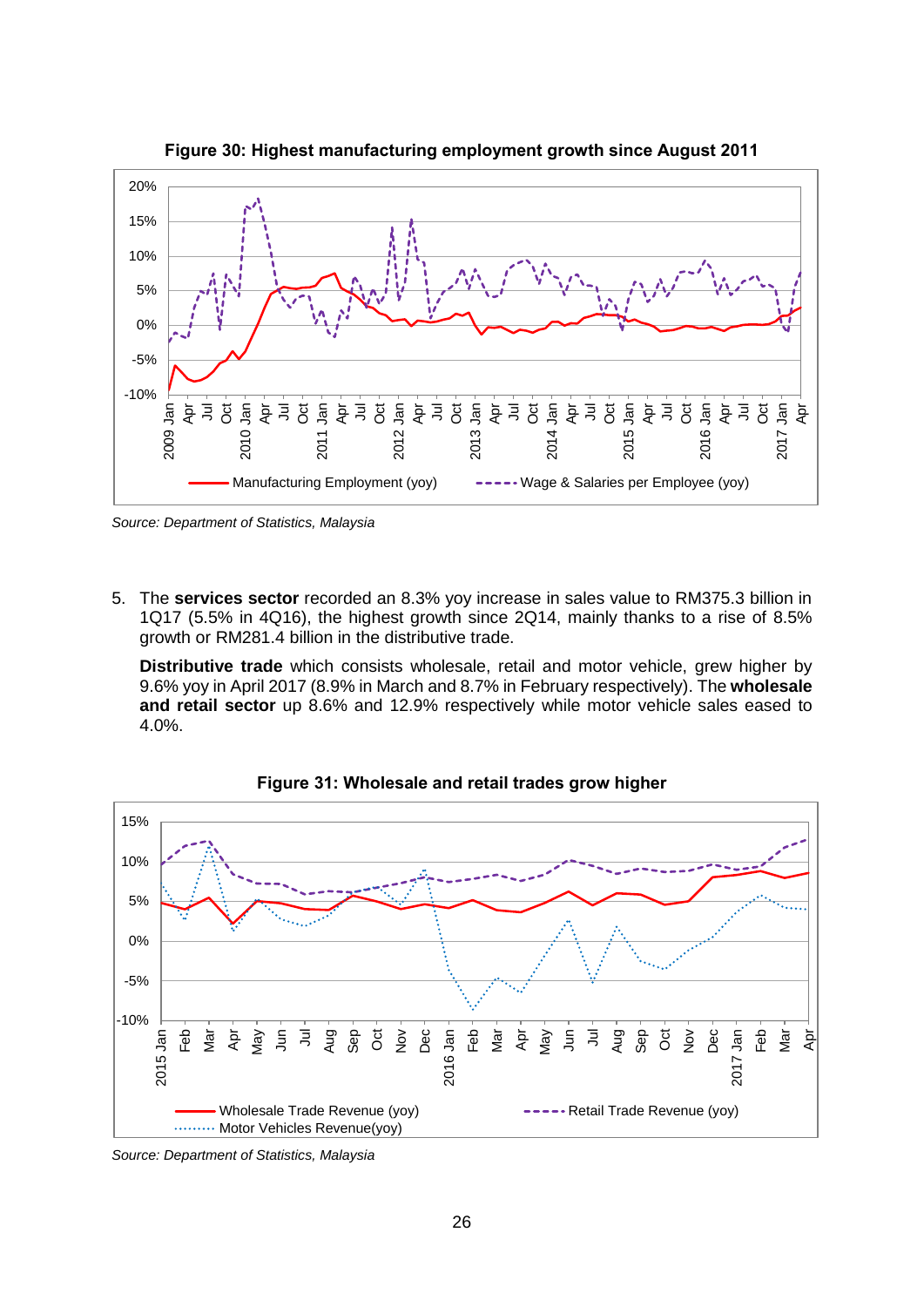**Figure 30: Highest manufacturing employment growth since August 2011**

*Source: Department of Statistics, Malaysia*

5. The **services sector** recorded an 8.3% yoy increase in sales value to RM375.3 billion in 1Q17 (5.5% in 4Q16), the highest growth since 2Q14, mainly thanks to a rise of 8.5% growth or RM281.4 billion in the distributive trade.

   **Distributive trade** which consists wholesale, retail and motor vehicle, grew higher by 9.6% yoy in April 2017 (8.9% in March and 8.7% in February respectively). The **wholesale and retail sector** up 8.6% and 12.9% respectively while motor vehicle sales eased to 4.0%.

**Figure 31: Wholesale and retail trades grow higher**

*Source: Department of Statistics, Malaysia*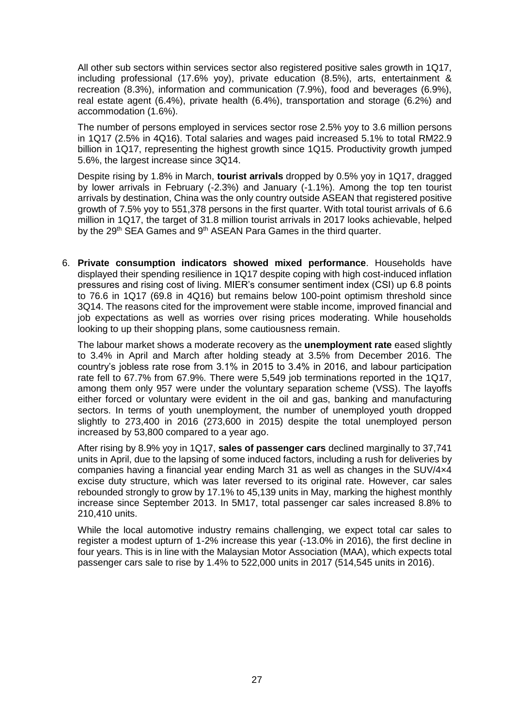All other sub sectors within services sector also registered positive sales growth in 1Q17, including professional (17.6% yoy), private education (8.5%), arts, entertainment & recreation (8.3%), information and communication (7.9%), food and beverages (6.9%), real estate agent (6.4%), private health (6.4%), transportation and storage (6.2%) and accommodation (1.6%).

The number of persons employed in services sector rose 2.5% yoy to 3.6 million persons in 1Q17 (2.5% in 4Q16). Total salaries and wages paid increased 5.1% to total RM22.9 billion in 1Q17, representing the highest growth since 1Q15. Productivity growth jumped 5.6%, the largest increase since 3Q14.

Despite rising by 1.8% in March, **tourist arrivals** dropped by 0.5% yoy in 1Q17, dragged by lower arrivals in February (-2.3%) and January (-1.1%). Among the top ten tourist arrivals by destination, China was the only country outside ASEAN that registered positive growth of 7.5% yoy to 551,378 persons in the first quarter. With total tourist arrivals of 6.6 million in 1Q17, the target of 31.8 million tourist arrivals in 2017 looks achievable, helped by the 29th SEA Games and 9th ASEAN Para Games in the third quarter.

6. **Private consumption indicators showed mixed performance**. Households have displayed their spending resilience in 1Q17 despite coping with high cost-induced inflation pressures and rising cost of living. MIER's consumer sentiment index (CSI) up 6.8 points to 76.6 in 1Q17 (69.8 in 4Q16) but remains below 100-point optimism threshold since 3Q14. The reasons cited for the improvement were stable income, improved financial and job expectations as well as worries over rising prices moderating. While households looking to up their shopping plans, some cautiousness remain.

   The labour market shows a moderate recovery as the **unemployment rate** eased slightly to 3.4% in April and March after holding steady at 3.5% from December 2016. The country's jobless rate rose from 3.1% in 2015 to 3.4% in 2016, and labour participation rate fell to 67.7% from 67.9%. There were 5,549 job terminations reported in the 1Q17, among them only 957 were under the voluntary separation scheme (VSS). The layoffs either forced or voluntary were evident in the oil and gas, banking and manufacturing sectors. In terms of youth unemployment, the number of unemployed youth dropped slightly to 273,400 in 2016 (273,600 in 2015) despite the total unemployed person increased by 53,800 compared to a year ago.

   After rising by 8.9% yoy in 1Q17, **sales of passenger cars** declined marginally to 37,741 units in April, due to the lapsing of some induced factors, including a rush for deliveries by companies having a financial year ending March 31 as well as changes in the SUV/4×4 excise duty structure, which was later reversed to its original rate. However, car sales rebounded strongly to grow by 17.1% to 45,139 units in May, marking the highest monthly increase since September 2013. In 5M17, total passenger car sales increased 8.8% to 210,410 units.

   While the local automotive industry remains challenging, we expect total car sales to register a modest upturn of 1-2% increase this year (-13.0% in 2016), the first decline in four years. This is in line with the Malaysian Motor Association (MAA), which expects total passenger cars sale to rise by 1.4% to 522,000 units in 2017 (514,545 units in 2016).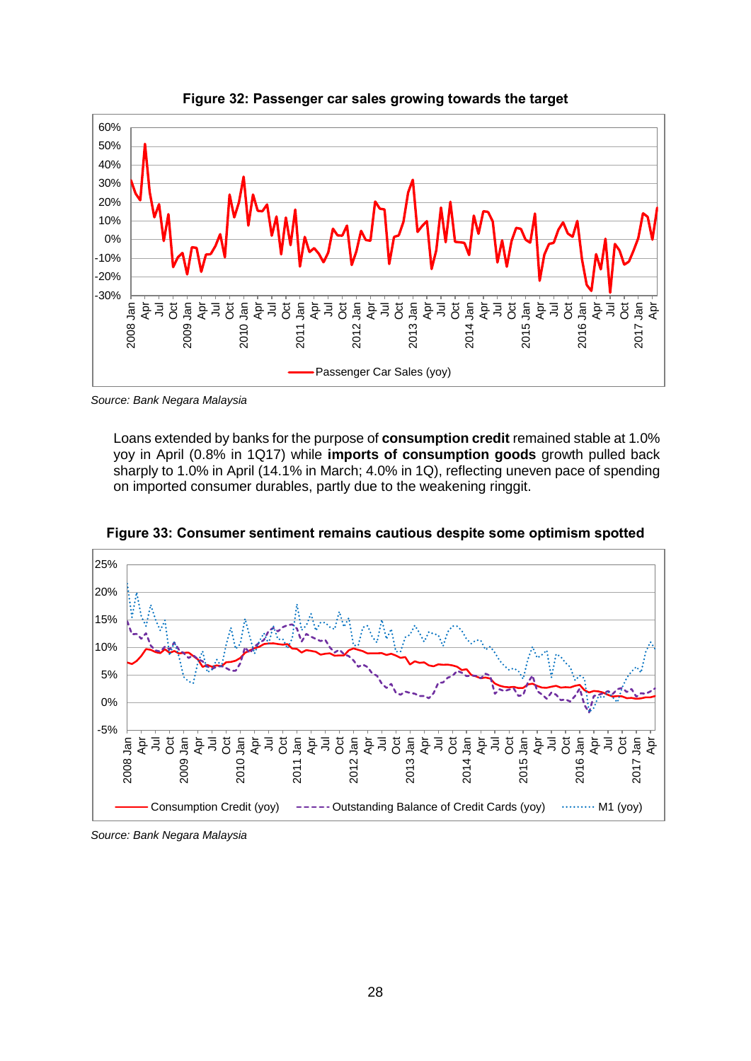**Figure 32: Passenger car sales growing towards the target**

*Source: Bank Negara Malaysia*

Loans extended by banks for the purpose of **consumption credit** remained stable at 1.0% yoy in April (0.8% in 1Q17) while **imports of consumption goods** growth pulled back sharply to 1.0% in April (14.1% in March; 4.0% in 1Q), reflecting uneven pace of spending on imported consumer durables, partly due to the weakening ringgit.

**Figure 33: Consumer sentiment remains cautious despite some optimism spotted**

*Source: Bank Negara Malaysia*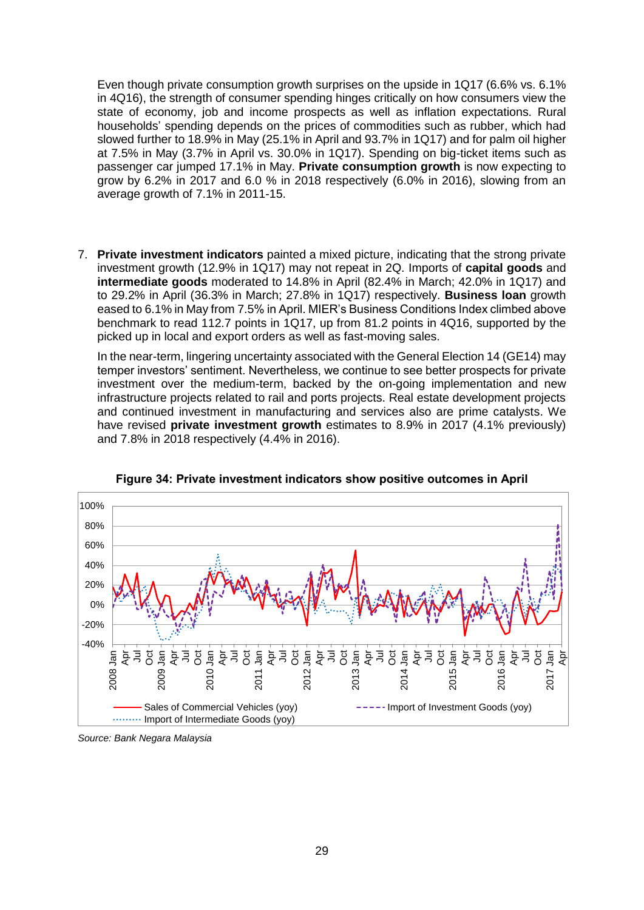Even though private consumption growth surprises on the upside in 1Q17 (6.6% vs. 6.1% in 4Q16), the strength of consumer spending hinges critically on how consumers view the state of economy, job and income prospects as well as inflation expectations. Rural households' spending depends on the prices of commodities such as rubber, which had slowed further to 18.9% in May (25.1% in April and 93.7% in 1Q17) and for palm oil higher at 7.5% in May (3.7% in April vs. 30.0% in 1Q17). Spending on big-ticket items such as passenger car jumped 17.1% in May. **Private consumption growth** is now expecting to grow by 6.2% in 2017 and 6.0 % in 2018 respectively (6.0% in 2016), slowing from an average growth of 7.1% in 2011-15.

7. **Private investment indicators** painted a mixed picture, indicating that the strong private investment growth (12.9% in 1Q17) may not repeat in 2Q. Imports of **capital goods** and **intermediate goods** moderated to 14.8% in April (82.4% in March; 42.0% in 1Q17) and to 29.2% in April (36.3% in March; 27.8% in 1Q17) respectively. **Business loan** growth eased to 6.1% in May from 7.5% in April. MIER's Business Conditions Index climbed above benchmark to read 112.7 points in 1Q17, up from 81.2 points in 4Q16, supported by the picked up in local and export orders as well as fast-moving sales.

   In the near-term, lingering uncertainty associated with the General Election 14 (GE14) may temper investors' sentiment. Nevertheless, we continue to see better prospects for private investment over the medium-term, backed by the on-going implementation and new infrastructure projects related to rail and ports projects. Real estate development projects and continued investment in manufacturing and services also are prime catalysts. We have revised **private investment growth** estimates to 8.9% in 2017 (4.1% previously) and 7.8% in 2018 respectively (4.4% in 2016).

**Figure 34: Private investment indicators show positive outcomes in April**

*Source: Bank Negara Malaysia*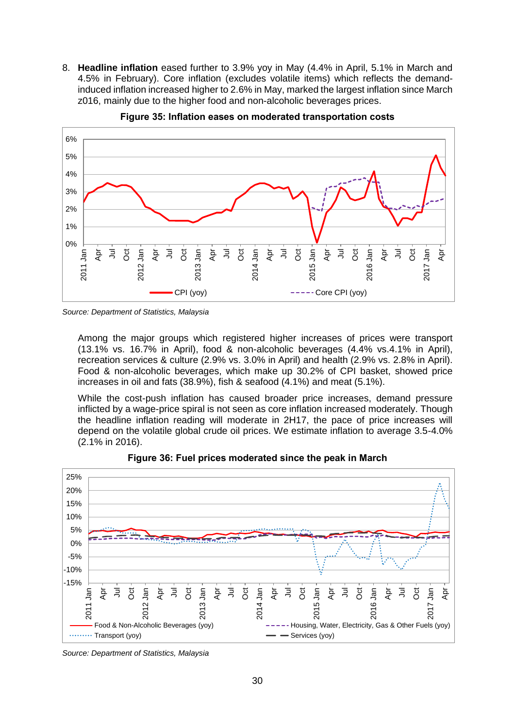8. **Headline inflation** eased further to 3.9% yoy in May (4.4% in April, 5.1% in March and 4.5% in February). Core inflation (excludes volatile items) which reflects the demand-induced inflation increased higher to 2.6% in May, marked the largest inflation since March z016, mainly due to the higher food and non-alcoholic beverages prices.

**Figure 35: Inflation eases on moderated transportation costs**

*Source: Department of Statistics, Malaysia*

Among the major groups which registered higher increases of prices were transport (13.1% vs. 16.7% in April), food & non-alcoholic beverages (4.4% vs.4.1% in April), recreation services & culture (2.9% vs. 3.0% in April) and health (2.9% vs. 2.8% in April). Food & non-alcoholic beverages, which make up 30.2% of CPI basket, showed price increases in oil and fats (38.9%), fish & seafood (4.1%) and meat (5.1%).

While the cost-push inflation has caused broader price increases, demand pressure inflicted by a wage-price spiral is not seen as core inflation increased moderately. Though the headline inflation reading will moderate in 2H17, the pace of price increases will depend on the volatile global crude oil prices. We estimate inflation to average 3.5-4.0% (2.1% in 2016).

**Figure 36: Fuel prices moderated since the peak in March**

*Source: Department of Statistics, Malaysia*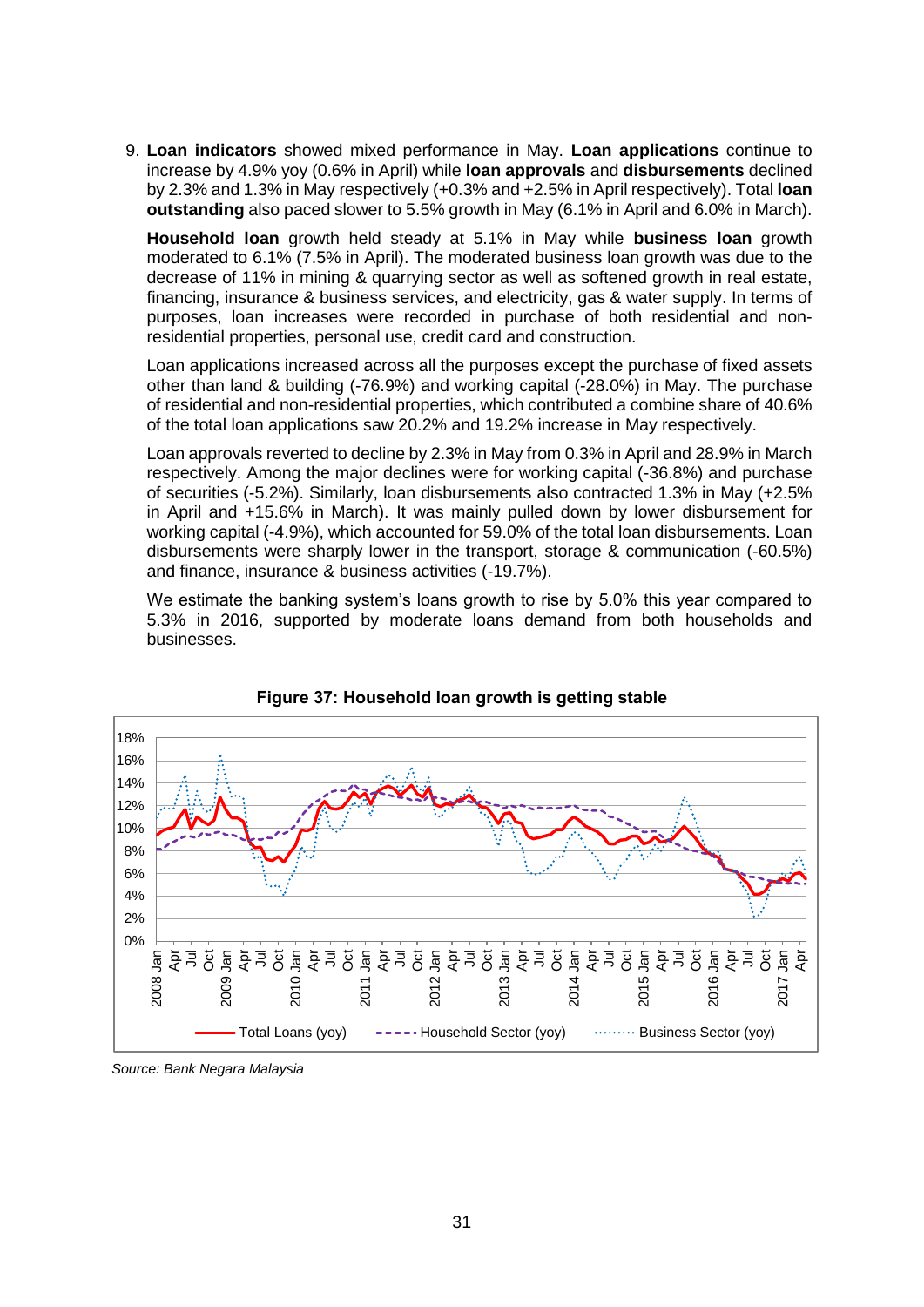9. **Loan indicators** showed mixed performance in May. **Loan applications** continue to increase by 4.9% yoy (0.6% in April) while **loan approvals** and **disbursements** declined by 2.3% and 1.3% in May respectively (+0.3% and +2.5% in April respectively). Total **loan outstanding** also paced slower to 5.5% growth in May (6.1% in April and 6.0% in March).

   **Household loan** growth held steady at 5.1% in May while **business loan** growth moderated to 6.1% (7.5% in April). The moderated business loan growth was due to the decrease of 11% in mining & quarrying sector as well as softened growth in real estate, financing, insurance & business services, and electricity, gas & water supply. In terms of purposes, loan increases were recorded in purchase of both residential and non-residential properties, personal use, credit card and construction.

   Loan applications increased across all the purposes except the purchase of fixed assets other than land & building (-76.9%) and working capital (-28.0%) in May. The purchase of residential and non-residential properties, which contributed a combine share of 40.6% of the total loan applications saw 20.2% and 19.2% increase in May respectively.

   Loan approvals reverted to decline by 2.3% in May from 0.3% in April and 28.9% in March respectively. Among the major declines were for working capital (-36.8%) and purchase of securities (-5.2%). Similarly, loan disbursements also contracted 1.3% in May (+2.5% in April and +15.6% in March). It was mainly pulled down by lower disbursement for working capital (-4.9%), which accounted for 59.0% of the total loan disbursements. Loan disbursements were sharply lower in the transport, storage & communication (-60.5%) and finance, insurance & business activities (-19.7%).

   We estimate the banking system's loans growth to rise by 5.0% this year compared to 5.3% in 2016, supported by moderate loans demand from both households and businesses.

**Figure 37: Household loan growth is getting stable**

*Source: Bank Negara Malaysia*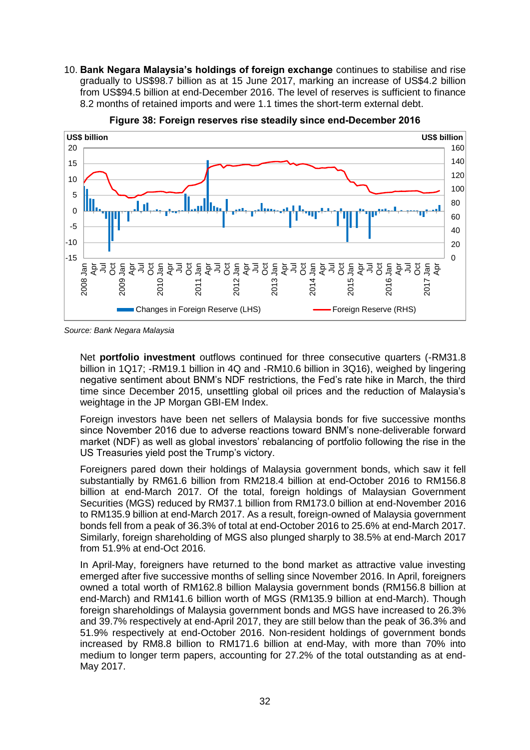10. **Bank Negara Malaysia's holdings of foreign exchange** continues to stabilise and rise gradually to US$98.7 billion as at 15 June 2017, marking an increase of US$4.2 billion from US$94.5 billion at end-December 2016. The level of reserves is sufficient to finance 8.2 months of retained imports and were 1.1 times the short-term external debt.

**Figure 38: Foreign reserves rise steadily since end-December 2016**

*Source: Bank Negara Malaysia*

Net **portfolio investment** outflows continued for three consecutive quarters (-RM31.8 billion in 1Q17; -RM19.1 billion in 4Q and -RM10.6 billion in 3Q16), weighed by lingering negative sentiment about BNM's NDF restrictions, the Fed's rate hike in March, the third time since December 2015, unsettling global oil prices and the reduction of Malaysia's weightage in the JP Morgan GBI-EM Index.

Foreign investors have been net sellers of Malaysia bonds for five successive months since November 2016 due to adverse reactions toward BNM's none-deliverable forward market (NDF) as well as global investors' rebalancing of portfolio following the rise in the US Treasuries yield post the Trump's victory.

Foreigners pared down their holdings of Malaysia government bonds, which saw it fell substantially by RM61.6 billion from RM218.4 billion at end-October 2016 to RM156.8 billion at end-March 2017. Of the total, foreign holdings of Malaysian Government Securities (MGS) reduced by RM37.1 billion from RM173.0 billion at end-November 2016 to RM135.9 billion at end-March 2017. As a result, foreign-owned of Malaysia government bonds fell from a peak of 36.3% of total at end-October 2016 to 25.6% at end-March 2017. Similarly, foreign shareholding of MGS also plunged sharply to 38.5% at end-March 2017 from 51.9% at end-Oct 2016.

In April-May, foreigners have returned to the bond market as attractive value investing emerged after five successive months of selling since November 2016. In April, foreigners owned a total worth of RM162.8 billion Malaysia government bonds (RM156.8 billion at end-March) and RM141.6 billion worth of MGS (RM135.9 billion at end-March). Though foreign shareholdings of Malaysia government bonds and MGS have increased to 26.3% and 39.7% respectively at end-April 2017, they are still below than the peak of 36.3% and 51.9% respectively at end-October 2016. Non-resident holdings of government bonds increased by RM8.8 billion to RM171.6 billion at end-May, with more than 70% into medium to longer term papers, accounting for 27.2% of the total outstanding as at end-May 2017.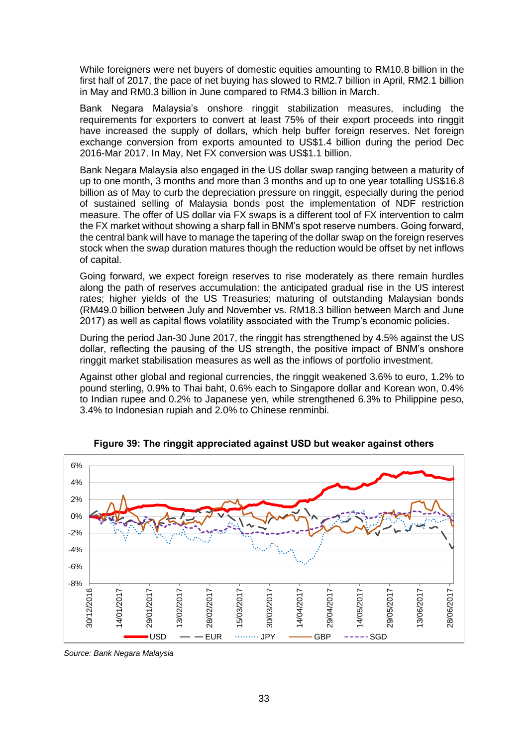While foreigners were net buyers of domestic equities amounting to RM10.8 billion in the first half of 2017, the pace of net buying has slowed to RM2.7 billion in April, RM2.1 billion in May and RM0.3 billion in June compared to RM4.3 billion in March.

Bank Negara Malaysia's onshore ringgit stabilization measures, including the requirements for exporters to convert at least 75% of their export proceeds into ringgit have increased the supply of dollars, which help buffer foreign reserves. Net foreign exchange conversion from exports amounted to US$1.4 billion during the period Dec 2016-Mar 2017. In May, Net FX conversion was US$1.1 billion.

Bank Negara Malaysia also engaged in the US dollar swap ranging between a maturity of up to one month, 3 months and more than 3 months and up to one year totalling US$16.8 billion as of May to curb the depreciation pressure on ringgit, especially during the period of sustained selling of Malaysia bonds post the implementation of NDF restriction measure. The offer of US dollar via FX swaps is a different tool of FX intervention to calm the FX market without showing a sharp fall in BNM's spot reserve numbers. Going forward, the central bank will have to manage the tapering of the dollar swap on the foreign reserves stock when the swap duration matures though the reduction would be offset by net inflows of capital.

Going forward, we expect foreign reserves to rise moderately as there remain hurdles along the path of reserves accumulation: the anticipated gradual rise in the US interest rates; higher yields of the US Treasuries; maturing of outstanding Malaysian bonds (RM49.0 billion between July and November vs. RM18.3 billion between March and June 2017) as well as capital flows volatility associated with the Trump's economic policies.

During the period Jan-30 June 2017, the ringgit has strengthened by 4.5% against the US dollar, reflecting the pausing of the US strength, the positive impact of BNM's onshore ringgit market stabilisation measures as well as the inflows of portfolio investment.

Against other global and regional currencies, the ringgit weakened 3.6% to euro, 1.2% to pound sterling, 0.9% to Thai baht, 0.6% each to Singapore dollar and Korean won, 0.4% to Indian rupee and 0.2% to Japanese yen, while strengthened 6.3% to Philippine peso, 3.4% to Indonesian rupiah and 2.0% to Chinese renminbi.

**Figure 39: The ringgit appreciated against USD but weaker against others**

*Source: Bank Negara Malaysia*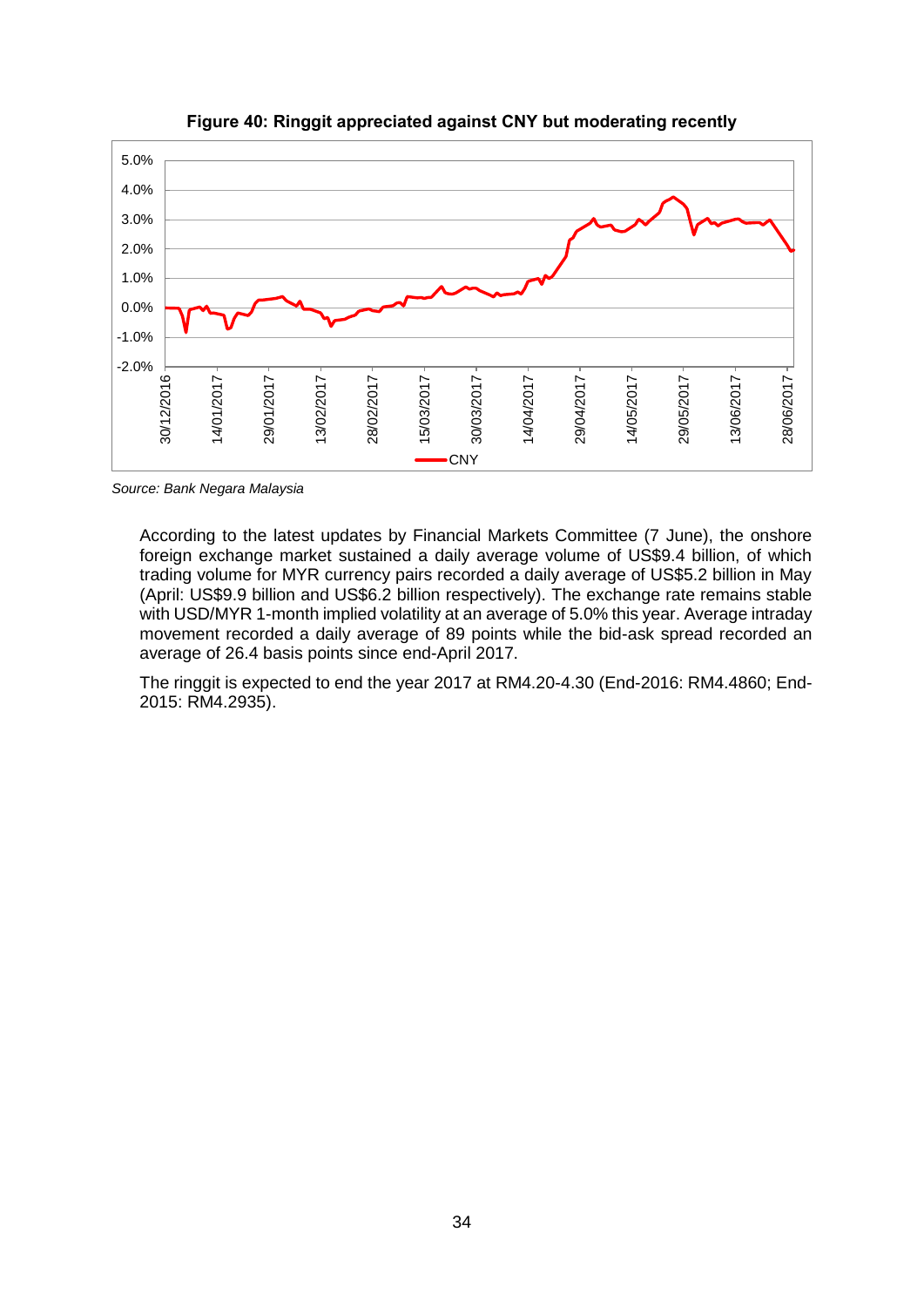**Figure 40: Ringgit appreciated against CNY but moderating recently**

*Source: Bank Negara Malaysia*

According to the latest updates by Financial Markets Committee (7 June), the onshore foreign exchange market sustained a daily average volume of US$9.4 billion, of which trading volume for MYR currency pairs recorded a daily average of US$5.2 billion in May (April: US$9.9 billion and US$6.2 billion respectively). The exchange rate remains stable with USD/MYR 1-month implied volatility at an average of 5.0% this year. Average intraday movement recorded a daily average of 89 points while the bid-ask spread recorded an average of 26.4 basis points since end-April 2017.

The ringgit is expected to end the year 2017 at RM4.20-4.30 (End-2016: RM4.4860; End-2015: RM4.2935).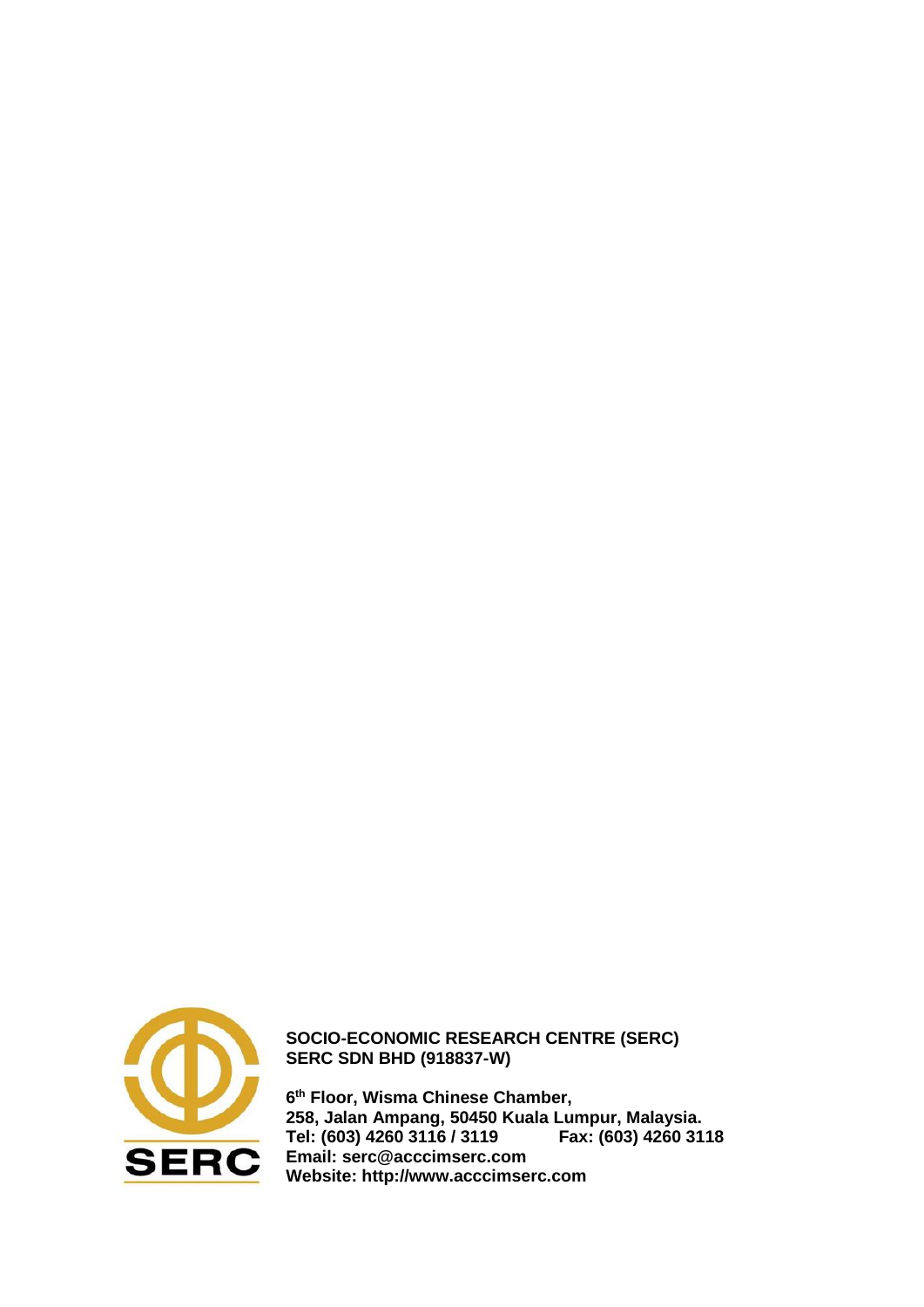**SOCIO-ECONOMIC RESEARCH CENTRE (SERC)**
**SERC SDN BHD (918837-W)**

**6th Floor, Wisma Chinese Chamber,**
**258, Jalan Ampang, 50450 Kuala Lumpur, Malaysia.**
**Tel: (603) 4260 3116 / 3119 Fax: (603) 4260 3118**
**Email: serc@acccimserc.com**
**Website: http://www.acccimserc.com**